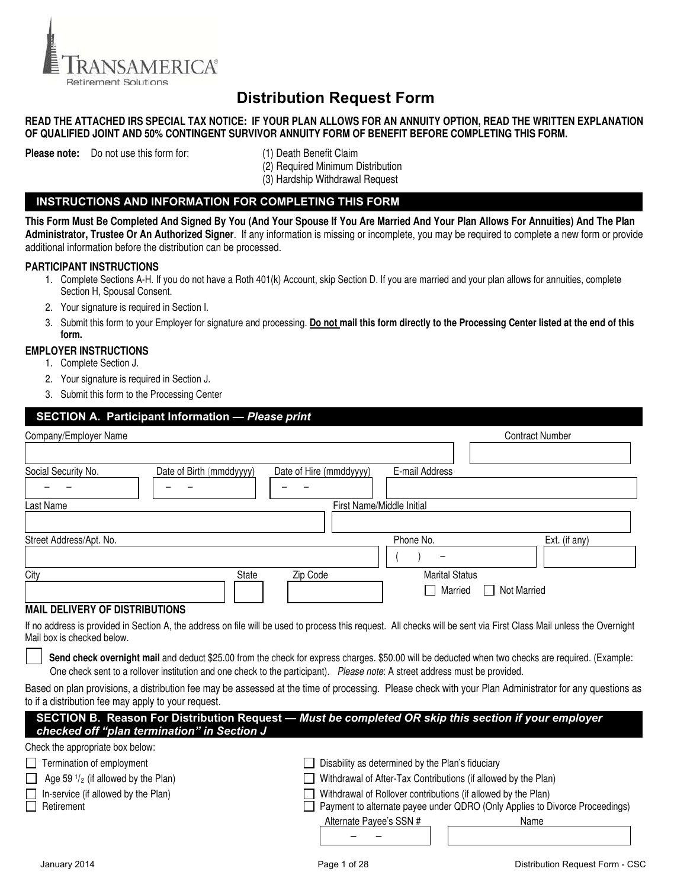TRANSAMERICA®
Retirement Solutions

# Distribution Request Form

**READ THE ATTACHED IRS SPECIAL TAX NOTICE: IF YOUR PLAN ALLOWS FOR AN ANNUITY OPTION, READ THE WRITTEN EXPLANATION OF QUALIFIED JOINT AND 50% CONTINGENT SURVIVOR ANNUITY FORM OF BENEFIT BEFORE COMPLETING THIS FORM.**

**Please note:** Do not use this form for:

(1) Death Benefit Claim
(2) Required Minimum Distribution
(3) Hardship Withdrawal Request

## INSTRUCTIONS AND INFORMATION FOR COMPLETING THIS FORM

**This Form Must Be Completed And Signed By You (And Your Spouse If You Are Married And Your Plan Allows For Annuities) And The Plan Administrator, Trustee Or An Authorized Signer**. If any information is missing or incomplete, you may be required to complete a new form or provide additional information before the distribution can be processed.

### PARTICIPANT INSTRUCTIONS

1. Complete Sections A-H. If you do not have a Roth 401(k) Account, skip Section D. If you are married and your plan allows for annuities, complete Section H, Spousal Consent.
2. Your signature is required in Section I.
3. Submit this form to your Employer for signature and processing. **Do not mail this form directly to the Processing Center listed at the end of this form.**

### EMPLOYER INSTRUCTIONS

1. Complete Section J.
2. Your signature is required in Section J.
3. Submit this form to the Processing Center

## SECTION A. Participant Information — *Please print*

Company/Employer Name ______________________ Contract Number ______________

Social Security No. ___ – ___ – ___ Date of Birth (mmddyyyy) ___ – ___ – ___ Date of Hire (mmddyyyy) ___ – ___ – ___ E-mail Address ______________

Last Name ______________________ First Name/Middle Initial ______________________

Street Address/Apt. No. ______________________ Phone No. ( ) – ______ Ext. (if any) ______

City ______________ State ____ Zip Code ________ Marital Status ☐ Married ☐ Not Married

### MAIL DELIVERY OF DISTRIBUTIONS

If no address is provided in Section A, the address on file will be used to process this request. All checks will be sent via First Class Mail unless the Overnight Mail box is checked below.

☐ **Send check overnight mail** and deduct $25.00 from the check for express charges. $50.00 will be deducted when two checks are required. (Example: One check sent to a rollover institution and one check to the participant). *Please note*: A street address must be provided.

Based on plan provisions, a distribution fee may be assessed at the time of processing. Please check with your Plan Administrator for any questions as to if a distribution fee may apply to your request.

## SECTION B. Reason For Distribution Request — *Must be completed OR skip this section if your employer checked off "plan termination" in Section J*

Check the appropriate box below:

☐ Termination of employment
☐ Age 59 ½ (if allowed by the Plan)
☐ In-service (if allowed by the Plan)
☐ Retirement
☐ Disability as determined by the Plan's fiduciary
☐ Withdrawal of After-Tax Contributions (if allowed by the Plan)
☐ Withdrawal of Rollover contributions (if allowed by the Plan)
☐ Payment to alternate payee under QDRO (Only Applies to Divorce Proceedings)

Alternate Payee's SSN # ___ – ___ – ___ Name ______________________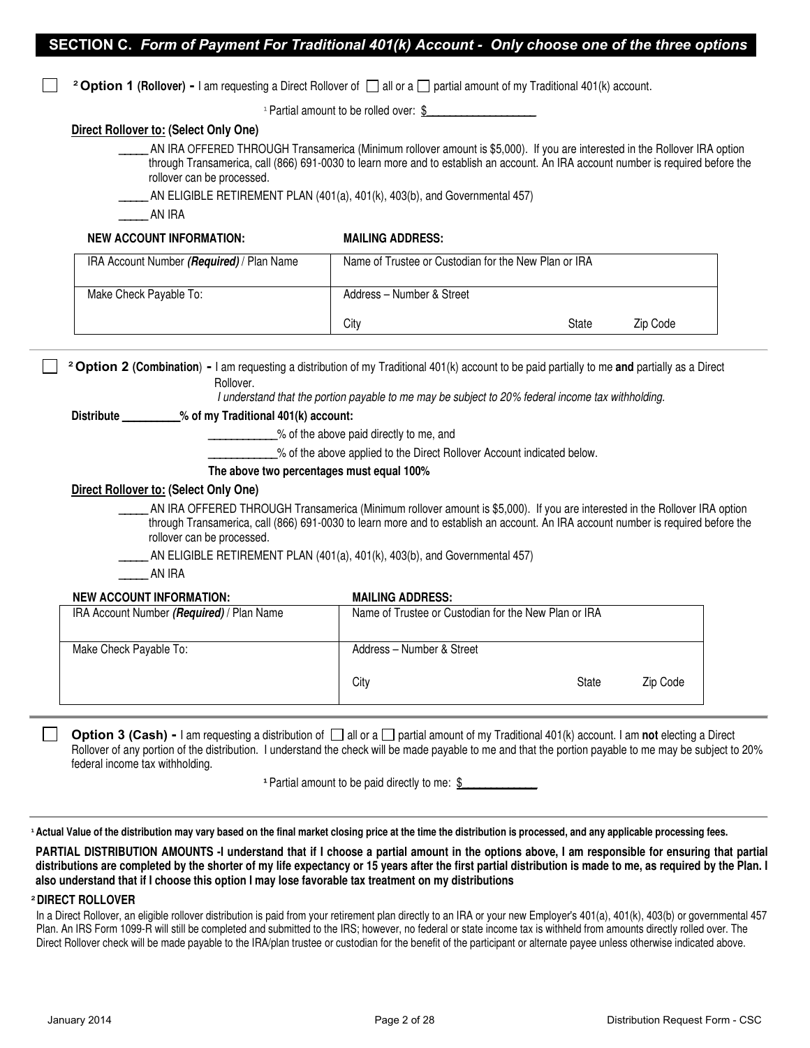## SECTION C. *Form of Payment For Traditional 401(k) Account - Only choose one of the three options*

☐ [2] **Option 1 (Rollover) -** I am requesting a Direct Rollover of ☐ all or a ☐ partial amount of my Traditional 401(k) account.

[1] Partial amount to be rolled over: $___________________

**Direct Rollover to: (Select Only One)**

_____ AN IRA OFFERED THROUGH Transamerica (Minimum rollover amount is $5,000). If you are interested in the Rollover IRA option through Transamerica, call (866) 691-0030 to learn more and to establish an account. An IRA account number is required before the rollover can be processed.

_____ AN ELIGIBLE RETIREMENT PLAN (401(a), 401(k), 403(b), and Governmental 457)

_____ AN IRA

| **NEW ACCOUNT INFORMATION:** | **MAILING ADDRESS:** |
|---|---|
| IRA Account Number ***(Required)*** / Plan Name | Name of Trustee or Custodian for the New Plan or IRA |
| Make Check Payable To: | Address – Number & Street<br>City State Zip Code |

☐ [2] **Option 2 (Combination) -** I am requesting a distribution of my Traditional 401(k) account to be paid partially to me **and** partially as a Direct Rollover.

*I understand that the portion payable to me may be subject to 20% federal income tax withholding.*

**Distribute __________% of my Traditional 401(k) account:**

____________% of the above paid directly to me, and

____________% of the above applied to the Direct Rollover Account indicated below.

**The above two percentages must equal 100%**

**Direct Rollover to: (Select Only One)**

_____ AN IRA OFFERED THROUGH Transamerica (Minimum rollover amount is $5,000). If you are interested in the Rollover IRA option through Transamerica, call (866) 691-0030 to learn more and to establish an account. An IRA account number is required before the rollover can be processed.

_____ AN ELIGIBLE RETIREMENT PLAN (401(a), 401(k), 403(b), and Governmental 457)

_____ AN IRA

| **NEW ACCOUNT INFORMATION:** | **MAILING ADDRESS:** |
|---|---|
| IRA Account Number ***(Required)*** / Plan Name | Name of Trustee or Custodian for the New Plan or IRA |
| Make Check Payable To: | Address – Number & Street<br>City State Zip Code |

☐ **Option 3 (Cash) -** I am requesting a distribution of ☐ all or a ☐ partial amount of my Traditional 401(k) account. I am **not** electing a Direct Rollover of any portion of the distribution. I understand the check will be made payable to me and that the portion payable to me may be subject to 20% federal income tax withholding.

[1] Partial amount to be paid directly to me: $_____________

---

**[1] Actual Value of the distribution may vary based on the final market closing price at the time the distribution is processed, and any applicable processing fees.**

**PARTIAL DISTRIBUTION AMOUNTS -I understand that if I choose a partial amount in the options above, I am responsible for ensuring that partial distributions are completed by the shorter of my life expectancy or 15 years after the first partial distribution is made to me, as required by the Plan. I also understand that if I choose this option I may lose favorable tax treatment on my distributions**

**[2] DIRECT ROLLOVER**

In a Direct Rollover, an eligible rollover distribution is paid from your retirement plan directly to an IRA or your new Employer's 401(a), 401(k), 403(b) or governmental 457 Plan. An IRS Form 1099-R will still be completed and submitted to the IRS; however, no federal or state income tax is withheld from amounts directly rolled over. The Direct Rollover check will be made payable to the IRA/plan trustee or custodian for the benefit of the participant or alternate payee unless otherwise indicated above.

January 2014 Distribution Request Form - CSC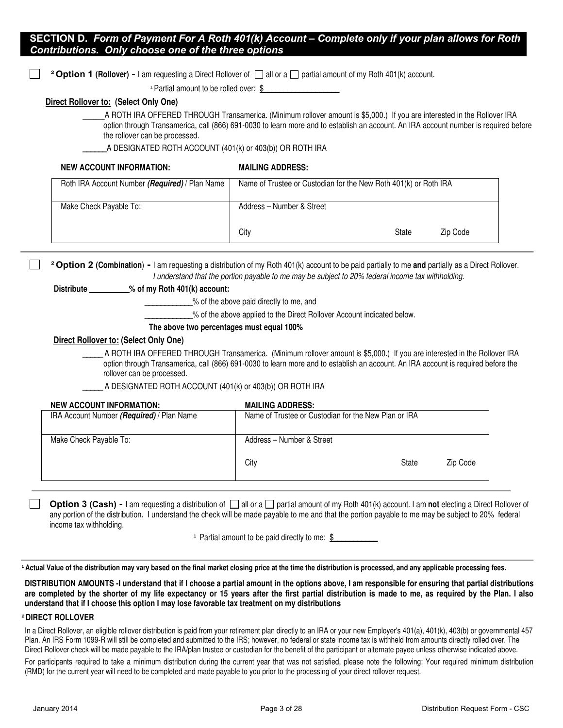## SECTION D. *Form of Payment For A Roth 401(k) Account – Complete only if your plan allows for Roth Contributions. Only choose one of the three options*

☐ [2] **Option 1** **(Rollover) -** I am requesting a Direct Rollover of ☐ all or a ☐ partial amount of my Roth 401(k) account.

[1] Partial amount to be rolled over: $_________________

**Direct Rollover to: (Select Only One)**

______A ROTH IRA OFFERED THROUGH Transamerica. (Minimum rollover amount is $5,000.) If you are interested in the Rollover IRA option through Transamerica, call (866) 691-0030 to learn more and to establish an account. An IRA account number is required before the rollover can be processed.

______A DESIGNATED ROTH ACCOUNT (401(k) or 403(b)) OR ROTH IRA

| **NEW ACCOUNT INFORMATION:** | **MAILING ADDRESS:** | | |
|---|---|---|---|
| Roth IRA Account Number ***(Required)*** / Plan Name | Name of Trustee or Custodian for the New Roth 401(k) or Roth IRA | | |
| Make Check Payable To: | Address – Number & Street | | |
| | City | State | Zip Code |

☐ [2] **Option 2** **(Combination) -** I am requesting a distribution of my Roth 401(k) account to be paid partially to me **and** partially as a Direct Rollover. *I understand that the portion payable to me may be subject to 20% federal income tax withholding.*

**Distribute __________% of my Roth 401(k) account:**

____________% of the above paid directly to me, and

____________% of the above applied to the Direct Rollover Account indicated below.

**The above two percentages must equal 100%**

**Direct Rollover to: (Select Only One)**

_____ A ROTH IRA OFFERED THROUGH Transamerica. (Minimum rollover amount is $5,000.) If you are interested in the Rollover IRA option through Transamerica, call (866) 691-0030 to learn more and to establish an account. An IRA account is required before the rollover can be processed.

_____ A DESIGNATED ROTH ACCOUNT (401(k) or 403(b)) OR ROTH IRA

| **NEW ACCOUNT INFORMATION:** | **MAILING ADDRESS:** | | |
|---|---|---|---|
| IRA Account Number ***(Required)*** / Plan Name | Name of Trustee or Custodian for the New Plan or IRA | | |
| Make Check Payable To: | Address – Number & Street | | |
| | City | State | Zip Code |

☐ **Option 3 (Cash) -** I am requesting a distribution of ☐ all or a ☐ partial amount of my Roth 401(k) account. I am **not** electing a Direct Rollover of any portion of the distribution. I understand the check will be made payable to me and that the portion payable to me may be subject to 20% federal income tax withholding.

[1] Partial amount to be paid directly to me: $__________

**[1] Actual Value of the distribution may vary based on the final market closing price at the time the distribution is processed, and any applicable processing fees.**

**DISTRIBUTION AMOUNTS -I understand that if I choose a partial amount in the options above, I am responsible for ensuring that partial distributions are completed by the shorter of my life expectancy or 15 years after the first partial distribution is made to me, as required by the Plan. I also understand that if I choose this option I may lose favorable tax treatment on my distributions**

**[2] DIRECT ROLLOVER**

In a Direct Rollover, an eligible rollover distribution is paid from your retirement plan directly to an IRA or your new Employer's 401(a), 401(k), 403(b) or governmental 457 Plan. An IRS Form 1099-R will still be completed and submitted to the IRS; however, no federal or state income tax is withheld from amounts directly rolled over. The Direct Rollover check will be made payable to the IRA/plan trustee or custodian for the benefit of the participant or alternate payee unless otherwise indicated above.

For participants required to take a minimum distribution during the current year that was not satisfied, please note the following: Your required minimum distribution (RMD) for the current year will need to be completed and made payable to you prior to the processing of your direct rollover request.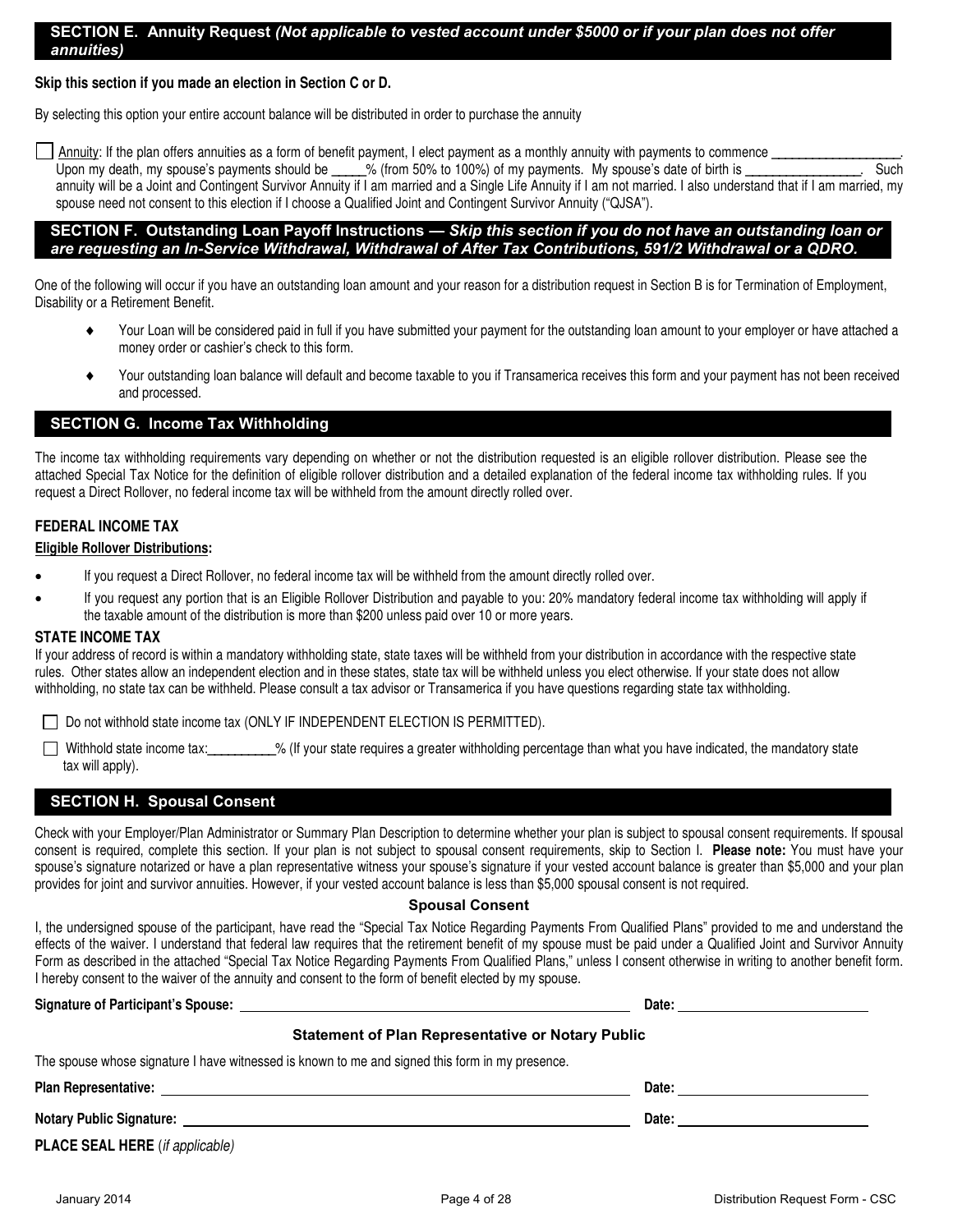## SECTION E. Annuity Request *(Not applicable to vested account under $5000 or if your plan does not offer annuities)*

**Skip this section if you made an election in Section C or D.**

By selecting this option your entire account balance will be distributed in order to purchase the annuity

☐ Annuity: If the plan offers annuities as a form of benefit payment, I elect payment as a monthly annuity with payments to commence ___________________. Upon my death, my spouse's payments should be _____% (from 50% to 100%) of my payments. My spouse's date of birth is _________________. Such annuity will be a Joint and Contingent Survivor Annuity if I am married and a Single Life Annuity if I am not married. I also understand that if I am married, my spouse need not consent to this election if I choose a Qualified Joint and Contingent Survivor Annuity ("QJSA").

## SECTION F. Outstanding Loan Payoff Instructions — *Skip this section if you do not have an outstanding loan or are requesting an In-Service Withdrawal, Withdrawal of After Tax Contributions, 591/2 Withdrawal or a QDRO.*

One of the following will occur if you have an outstanding loan amount and your reason for a distribution request in Section B is for Termination of Employment, Disability or a Retirement Benefit.

- Your Loan will be considered paid in full if you have submitted your payment for the outstanding loan amount to your employer or have attached a money order or cashier's check to this form.
- Your outstanding loan balance will default and become taxable to you if Transamerica receives this form and your payment has not been received and processed.

## SECTION G. Income Tax Withholding

The income tax withholding requirements vary depending on whether or not the distribution requested is an eligible rollover distribution. Please see the attached Special Tax Notice for the definition of eligible rollover distribution and a detailed explanation of the federal income tax withholding rules. If you request a Direct Rollover, no federal income tax will be withheld from the amount directly rolled over.

### FEDERAL INCOME TAX

**Eligible Rollover Distributions:**

- If you request a Direct Rollover, no federal income tax will be withheld from the amount directly rolled over.
- If you request any portion that is an Eligible Rollover Distribution and payable to you: 20% mandatory federal income tax withholding will apply if the taxable amount of the distribution is more than $200 unless paid over 10 or more years.

### STATE INCOME TAX

If your address of record is within a mandatory withholding state, state taxes will be withheld from your distribution in accordance with the respective state rules. Other states allow an independent election and in these states, state tax will be withheld unless you elect otherwise. If your state does not allow withholding, no state tax can be withheld. Please consult a tax advisor or Transamerica if you have questions regarding state tax withholding.

☐ Do not withhold state income tax (ONLY IF INDEPENDENT ELECTION IS PERMITTED).

☐ Withhold state income tax:__________% (If your state requires a greater withholding percentage than what you have indicated, the mandatory state tax will apply).

## SECTION H. Spousal Consent

Check with your Employer/Plan Administrator or Summary Plan Description to determine whether your plan is subject to spousal consent requirements. If spousal consent is required, complete this section. If your plan is not subject to spousal consent requirements, skip to Section I. **Please note:** You must have your spouse's signature notarized or have a plan representative witness your spouse's signature if your vested account balance is greater than $5,000 and your plan provides for joint and survivor annuities. However, if your vested account balance is less than $5,000 spousal consent is not required.

**Spousal Consent**

I, the undersigned spouse of the participant, have read the "Special Tax Notice Regarding Payments From Qualified Plans" provided to me and understand the effects of the waiver. I understand that federal law requires that the retirement benefit of my spouse must be paid under a Qualified Joint and Survivor Annuity Form as described in the attached "Special Tax Notice Regarding Payments From Qualified Plans," unless I consent otherwise in writing to another benefit form. I hereby consent to the waiver of the annuity and consent to the form of benefit elected by my spouse.

**Signature of Participant's Spouse:** ______________________________ **Date:** ________________

**Statement of Plan Representative or Notary Public**

The spouse whose signature I have witnessed is known to me and signed this form in my presence.

**Plan Representative:** ______________________________ **Date:** ________________

**Notary Public Signature:** ______________________________ **Date:** ________________

**PLACE SEAL HERE** (*if applicable*)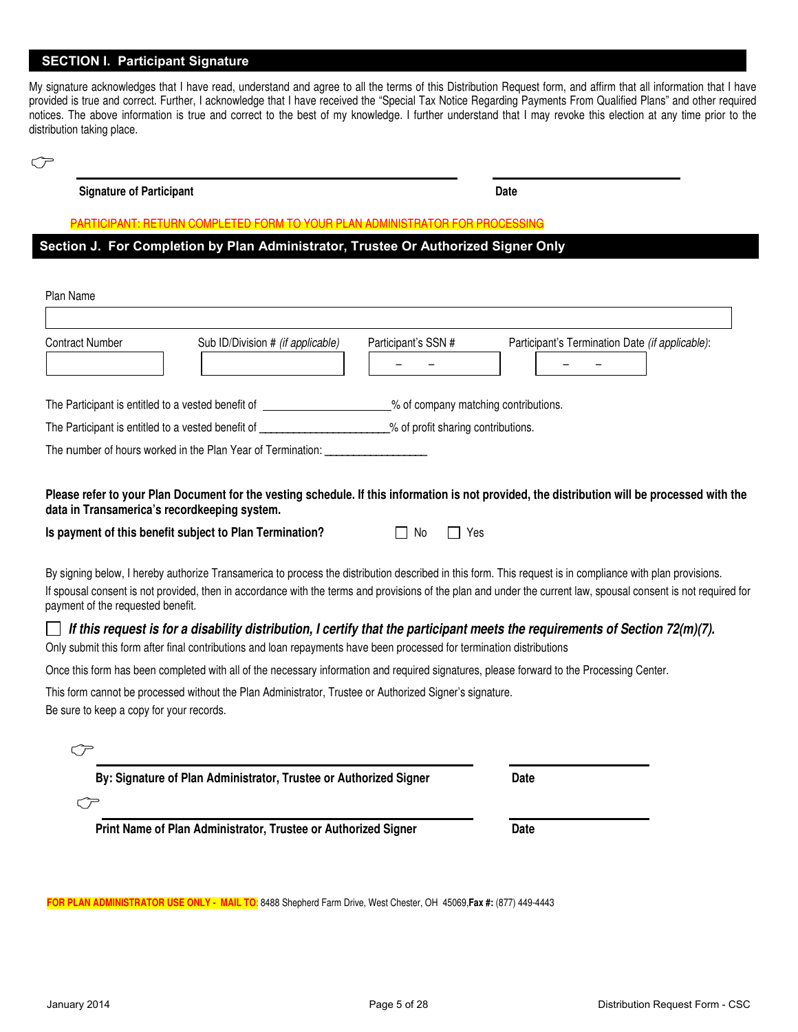## SECTION I. Participant Signature

My signature acknowledges that I have read, understand and agree to all the terms of this Distribution Request form, and affirm that all information that I have provided is true and correct. Further, I acknowledge that I have received the "Special Tax Notice Regarding Payments From Qualified Plans" and other required notices. The above information is true and correct to the best of my knowledge. I further understand that I may revoke this election at any time prior to the distribution taking place.

☞ ______________________________ ______________

**Signature of Participant** **Date**

PARTICIPANT: RETURN COMPLETED FORM TO YOUR PLAN ADMINISTRATOR FOR PROCESSING

## Section J. For Completion by Plan Administrator, Trustee Or Authorized Signer Only

Plan Name

______________________________

| Contract Number | Sub ID/Division # *(if applicable)* | Participant's SSN # | Participant's Termination Date *(if applicable)*: |
|---|---|---|---|
| | | – – | – – |

The Participant is entitled to a vested benefit of ____________________% of company matching contributions.

The Participant is entitled to a vested benefit of ____________________% of profit sharing contributions.

The number of hours worked in the Plan Year of Termination: ________________

**Please refer to your Plan Document for the vesting schedule. If this information is not provided, the distribution will be processed with the data in Transamerica's recordkeeping system.**

**Is payment of this benefit subject to Plan Termination?** ☐ No ☐ Yes

By signing below, I hereby authorize Transamerica to process the distribution described in this form. This request is in compliance with plan provisions.

If spousal consent is not provided, then in accordance with the terms and provisions of the plan and under the current law, spousal consent is not required for payment of the requested benefit.

☐ ***If this request is for a disability distribution, I certify that the participant meets the requirements of Section 72(m)(7).***

Only submit this form after final contributions and loan repayments have been processed for termination distributions

Once this form has been completed with all of the necessary information and required signatures, please forward to the Processing Center.

This form cannot be processed without the Plan Administrator, Trustee or Authorized Signer's signature.

Be sure to keep a copy for your records.

☞ ______________________________ ______________

**By: Signature of Plan Administrator, Trustee or Authorized Signer** **Date**

☞ ______________________________ ______________

**Print Name of Plan Administrator, Trustee or Authorized Signer** **Date**

**FOR PLAN ADMINISTRATOR USE ONLY - MAIL TO:** 8488 Shepherd Farm Drive, West Chester, OH 45069, **Fax #:** (877) 449-4443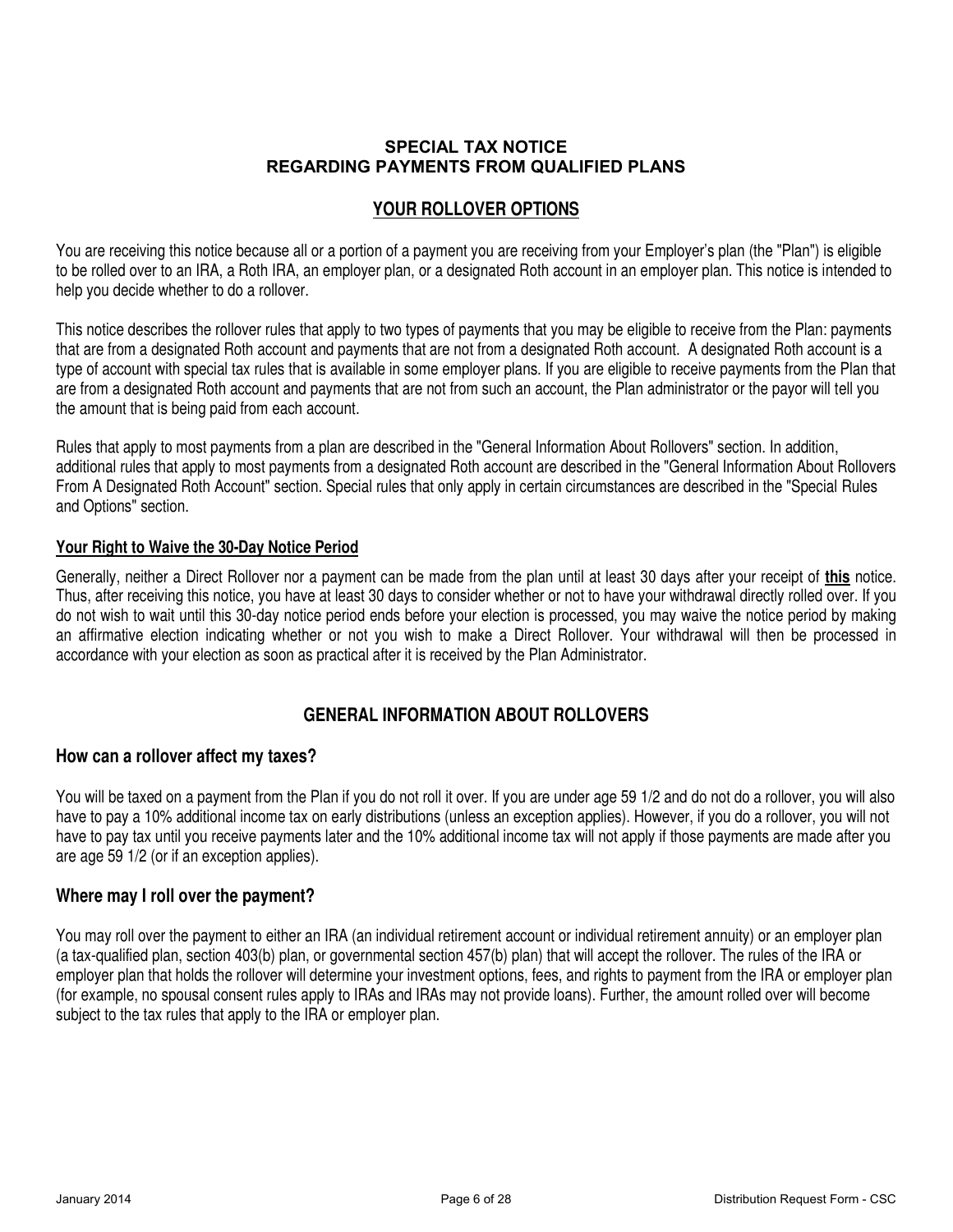## SPECIAL TAX NOTICE
## REGARDING PAYMENTS FROM QUALIFIED PLANS

## YOUR ROLLOVER OPTIONS

You are receiving this notice because all or a portion of a payment you are receiving from your Employer's plan (the "Plan") is eligible to be rolled over to an IRA, a Roth IRA, an employer plan, or a designated Roth account in an employer plan. This notice is intended to help you decide whether to do a rollover.

This notice describes the rollover rules that apply to two types of payments that you may be eligible to receive from the Plan: payments that are from a designated Roth account and payments that are not from a designated Roth account. A designated Roth account is a type of account with special tax rules that is available in some employer plans. If you are eligible to receive payments from the Plan that are from a designated Roth account and payments that are not from such an account, the Plan administrator or the payor will tell you the amount that is being paid from each account.

Rules that apply to most payments from a plan are described in the "General Information About Rollovers" section. In addition, additional rules that apply to most payments from a designated Roth account are described in the "General Information About Rollovers From A Designated Roth Account" section. Special rules that only apply in certain circumstances are described in the "Special Rules and Options" section.

### Your Right to Waive the 30-Day Notice Period

Generally, neither a Direct Rollover nor a payment can be made from the plan until at least 30 days after your receipt of **this** notice. Thus, after receiving this notice, you have at least 30 days to consider whether or not to have your withdrawal directly rolled over. If you do not wish to wait until this 30-day notice period ends before your election is processed, you may waive the notice period by making an affirmative election indicating whether or not you wish to make a Direct Rollover. Your withdrawal will then be processed in accordance with your election as soon as practical after it is received by the Plan Administrator.

## GENERAL INFORMATION ABOUT ROLLOVERS

### How can a rollover affect my taxes?

You will be taxed on a payment from the Plan if you do not roll it over. If you are under age 59 1/2 and do not do a rollover, you will also have to pay a 10% additional income tax on early distributions (unless an exception applies). However, if you do a rollover, you will not have to pay tax until you receive payments later and the 10% additional income tax will not apply if those payments are made after you are age 59 1/2 (or if an exception applies).

### Where may I roll over the payment?

You may roll over the payment to either an IRA (an individual retirement account or individual retirement annuity) or an employer plan (a tax-qualified plan, section 403(b) plan, or governmental section 457(b) plan) that will accept the rollover. The rules of the IRA or employer plan that holds the rollover will determine your investment options, fees, and rights to payment from the IRA or employer plan (for example, no spousal consent rules apply to IRAs and IRAs may not provide loans). Further, the amount rolled over will become subject to the tax rules that apply to the IRA or employer plan.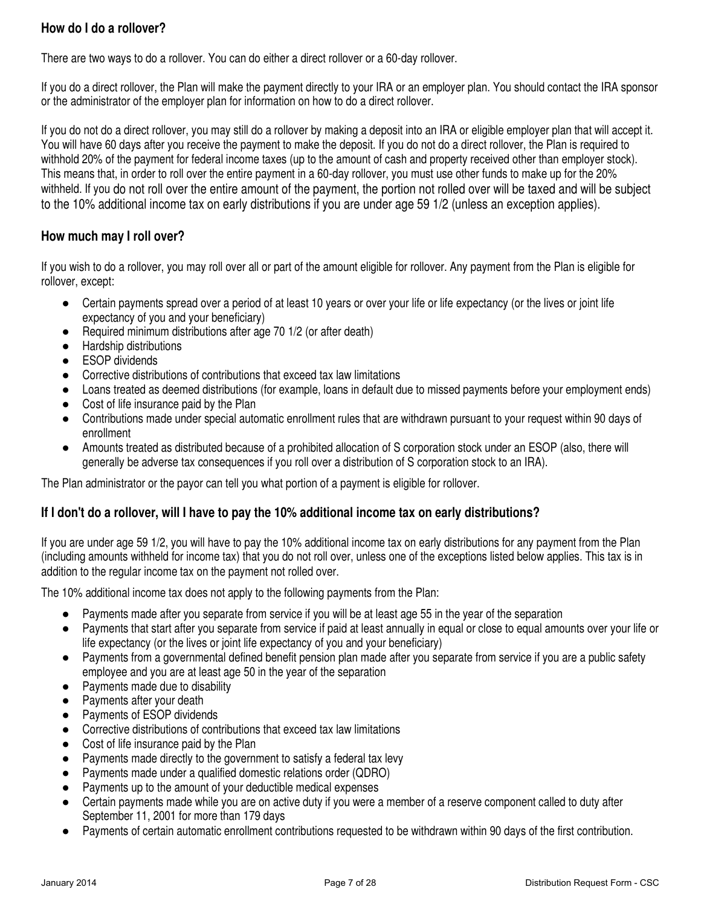### How do I do a rollover?

There are two ways to do a rollover. You can do either a direct rollover or a 60-day rollover.

If you do a direct rollover, the Plan will make the payment directly to your IRA or an employer plan. You should contact the IRA sponsor or the administrator of the employer plan for information on how to do a direct rollover.

If you do not do a direct rollover, you may still do a rollover by making a deposit into an IRA or eligible employer plan that will accept it. You will have 60 days after you receive the payment to make the deposit. If you do not do a direct rollover, the Plan is required to withhold 20% of the payment for federal income taxes (up to the amount of cash and property received other than employer stock). This means that, in order to roll over the entire payment in a 60-day rollover, you must use other funds to make up for the 20% withheld. If you do not roll over the entire amount of the payment, the portion not rolled over will be taxed and will be subject to the 10% additional income tax on early distributions if you are under age 59 1/2 (unless an exception applies).

### How much may I roll over?

If you wish to do a rollover, you may roll over all or part of the amount eligible for rollover. Any payment from the Plan is eligible for rollover, except:

- Certain payments spread over a period of at least 10 years or over your life or life expectancy (or the lives or joint life expectancy of you and your beneficiary)
- Required minimum distributions after age 70 1/2 (or after death)
- Hardship distributions
- ESOP dividends
- Corrective distributions of contributions that exceed tax law limitations
- Loans treated as deemed distributions (for example, loans in default due to missed payments before your employment ends)
- Cost of life insurance paid by the Plan
- Contributions made under special automatic enrollment rules that are withdrawn pursuant to your request within 90 days of enrollment
- Amounts treated as distributed because of a prohibited allocation of S corporation stock under an ESOP (also, there will generally be adverse tax consequences if you roll over a distribution of S corporation stock to an IRA).

The Plan administrator or the payor can tell you what portion of a payment is eligible for rollover.

### If I don't do a rollover, will I have to pay the 10% additional income tax on early distributions?

If you are under age 59 1/2, you will have to pay the 10% additional income tax on early distributions for any payment from the Plan (including amounts withheld for income tax) that you do not roll over, unless one of the exceptions listed below applies. This tax is in addition to the regular income tax on the payment not rolled over.

The 10% additional income tax does not apply to the following payments from the Plan:

- Payments made after you separate from service if you will be at least age 55 in the year of the separation
- Payments that start after you separate from service if paid at least annually in equal or close to equal amounts over your life or life expectancy (or the lives or joint life expectancy of you and your beneficiary)
- Payments from a governmental defined benefit pension plan made after you separate from service if you are a public safety employee and you are at least age 50 in the year of the separation
- Payments made due to disability
- Payments after your death
- Payments of ESOP dividends
- Corrective distributions of contributions that exceed tax law limitations
- Cost of life insurance paid by the Plan
- Payments made directly to the government to satisfy a federal tax levy
- Payments made under a qualified domestic relations order (QDRO)
- Payments up to the amount of your deductible medical expenses
- Certain payments made while you are on active duty if you were a member of a reserve component called to duty after September 11, 2001 for more than 179 days
- Payments of certain automatic enrollment contributions requested to be withdrawn within 90 days of the first contribution.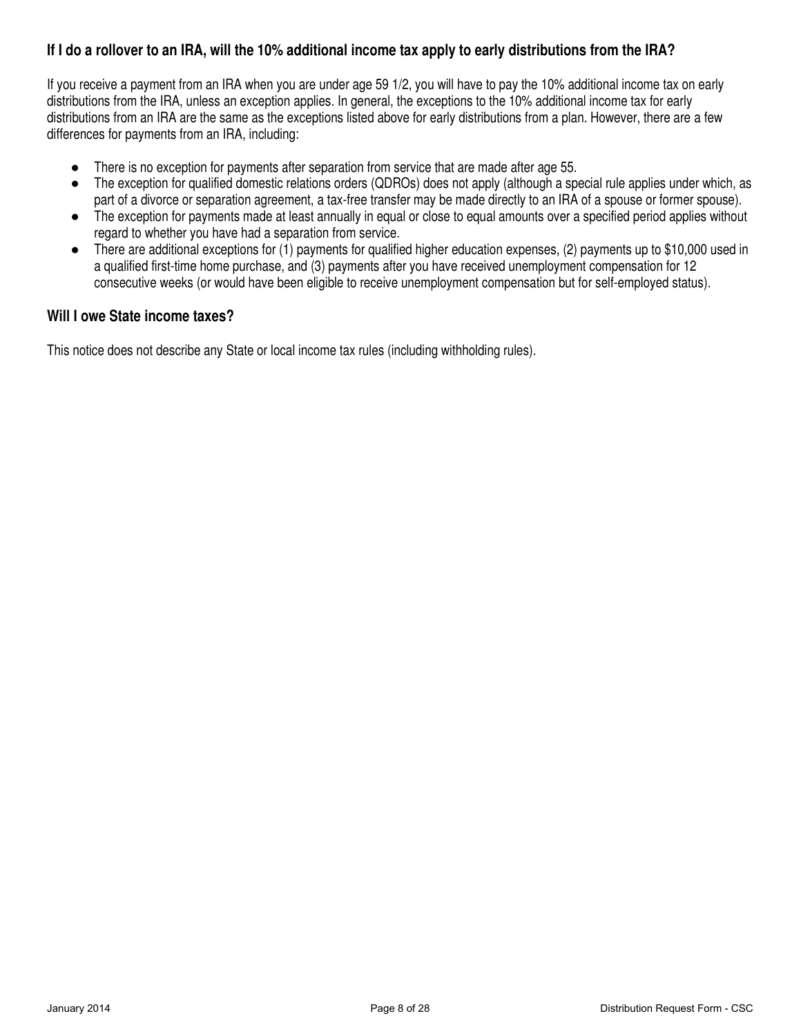### If I do a rollover to an IRA, will the 10% additional income tax apply to early distributions from the IRA?

If you receive a payment from an IRA when you are under age 59 1/2, you will have to pay the 10% additional income tax on early distributions from the IRA, unless an exception applies. In general, the exceptions to the 10% additional income tax for early distributions from an IRA are the same as the exceptions listed above for early distributions from a plan. However, there are a few differences for payments from an IRA, including:

- There is no exception for payments after separation from service that are made after age 55.
- The exception for qualified domestic relations orders (QDROs) does not apply (although a special rule applies under which, as part of a divorce or separation agreement, a tax-free transfer may be made directly to an IRA of a spouse or former spouse).
- The exception for payments made at least annually in equal or close to equal amounts over a specified period applies without regard to whether you have had a separation from service.
- There are additional exceptions for (1) payments for qualified higher education expenses, (2) payments up to $10,000 used in a qualified first-time home purchase, and (3) payments after you have received unemployment compensation for 12 consecutive weeks (or would have been eligible to receive unemployment compensation but for self-employed status).

### Will I owe State income taxes?

This notice does not describe any State or local income tax rules (including withholding rules).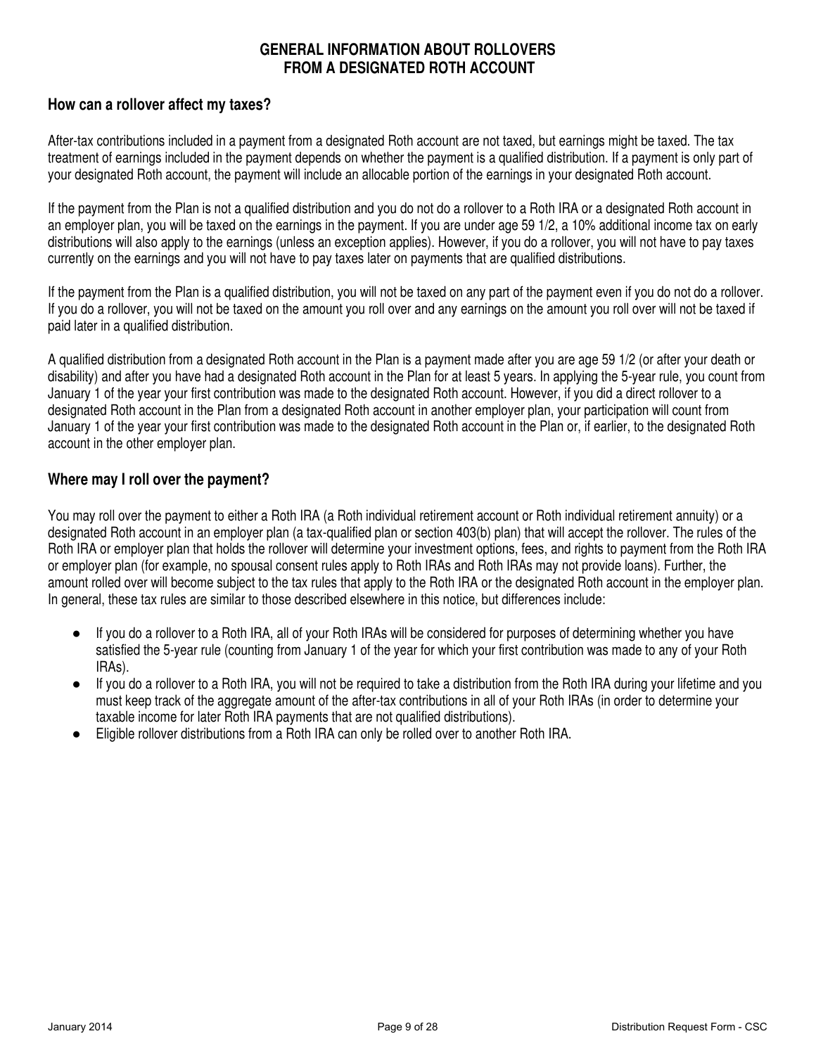# GENERAL INFORMATION ABOUT ROLLOVERS FROM A DESIGNATED ROTH ACCOUNT

## How can a rollover affect my taxes?

After-tax contributions included in a payment from a designated Roth account are not taxed, but earnings might be taxed. The tax treatment of earnings included in the payment depends on whether the payment is a qualified distribution. If a payment is only part of your designated Roth account, the payment will include an allocable portion of the earnings in your designated Roth account.

If the payment from the Plan is not a qualified distribution and you do not do a rollover to a Roth IRA or a designated Roth account in an employer plan, you will be taxed on the earnings in the payment. If you are under age 59 1/2, a 10% additional income tax on early distributions will also apply to the earnings (unless an exception applies). However, if you do a rollover, you will not have to pay taxes currently on the earnings and you will not have to pay taxes later on payments that are qualified distributions.

If the payment from the Plan is a qualified distribution, you will not be taxed on any part of the payment even if you do not do a rollover. If you do a rollover, you will not be taxed on the amount you roll over and any earnings on the amount you roll over will not be taxed if paid later in a qualified distribution.

A qualified distribution from a designated Roth account in the Plan is a payment made after you are age 59 1/2 (or after your death or disability) and after you have had a designated Roth account in the Plan for at least 5 years. In applying the 5-year rule, you count from January 1 of the year your first contribution was made to the designated Roth account. However, if you did a direct rollover to a designated Roth account in the Plan from a designated Roth account in another employer plan, your participation will count from January 1 of the year your first contribution was made to the designated Roth account in the Plan or, if earlier, to the designated Roth account in the other employer plan.

## Where may I roll over the payment?

You may roll over the payment to either a Roth IRA (a Roth individual retirement account or Roth individual retirement annuity) or a designated Roth account in an employer plan (a tax-qualified plan or section 403(b) plan) that will accept the rollover. The rules of the Roth IRA or employer plan that holds the rollover will determine your investment options, fees, and rights to payment from the Roth IRA or employer plan (for example, no spousal consent rules apply to Roth IRAs and Roth IRAs may not provide loans). Further, the amount rolled over will become subject to the tax rules that apply to the Roth IRA or the designated Roth account in the employer plan. In general, these tax rules are similar to those described elsewhere in this notice, but differences include:

- If you do a rollover to a Roth IRA, all of your Roth IRAs will be considered for purposes of determining whether you have satisfied the 5-year rule (counting from January 1 of the year for which your first contribution was made to any of your Roth IRAs).
- If you do a rollover to a Roth IRA, you will not be required to take a distribution from the Roth IRA during your lifetime and you must keep track of the aggregate amount of the after-tax contributions in all of your Roth IRAs (in order to determine your taxable income for later Roth IRA payments that are not qualified distributions).
- Eligible rollover distributions from a Roth IRA can only be rolled over to another Roth IRA.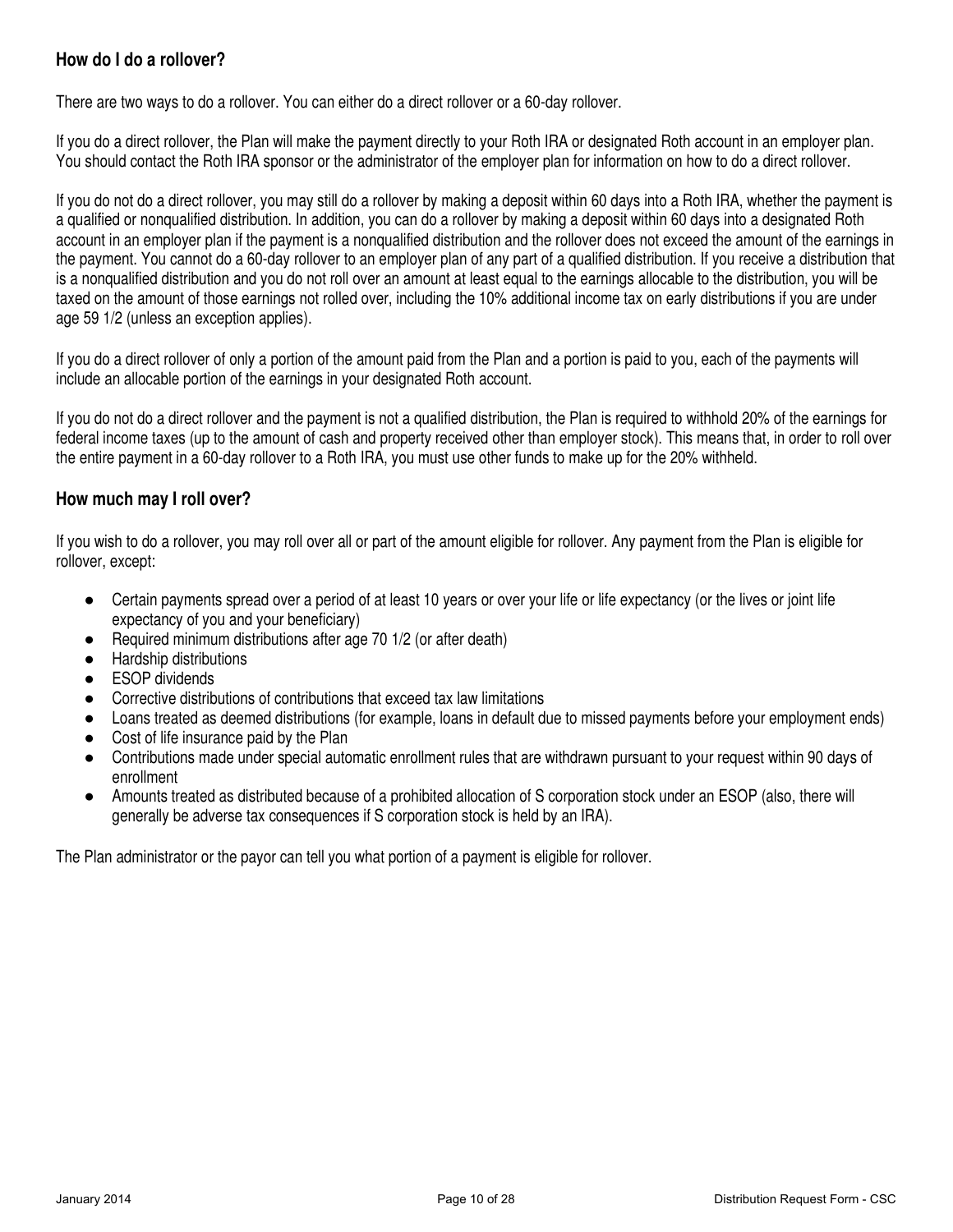## How do I do a rollover?

There are two ways to do a rollover. You can either do a direct rollover or a 60-day rollover.

If you do a direct rollover, the Plan will make the payment directly to your Roth IRA or designated Roth account in an employer plan. You should contact the Roth IRA sponsor or the administrator of the employer plan for information on how to do a direct rollover.

If you do not do a direct rollover, you may still do a rollover by making a deposit within 60 days into a Roth IRA, whether the payment is a qualified or nonqualified distribution. In addition, you can do a rollover by making a deposit within 60 days into a designated Roth account in an employer plan if the payment is a nonqualified distribution and the rollover does not exceed the amount of the earnings in the payment. You cannot do a 60-day rollover to an employer plan of any part of a qualified distribution. If you receive a distribution that is a nonqualified distribution and you do not roll over an amount at least equal to the earnings allocable to the distribution, you will be taxed on the amount of those earnings not rolled over, including the 10% additional income tax on early distributions if you are under age 59 1/2 (unless an exception applies).

If you do a direct rollover of only a portion of the amount paid from the Plan and a portion is paid to you, each of the payments will include an allocable portion of the earnings in your designated Roth account.

If you do not do a direct rollover and the payment is not a qualified distribution, the Plan is required to withhold 20% of the earnings for federal income taxes (up to the amount of cash and property received other than employer stock). This means that, in order to roll over the entire payment in a 60-day rollover to a Roth IRA, you must use other funds to make up for the 20% withheld.

## How much may I roll over?

If you wish to do a rollover, you may roll over all or part of the amount eligible for rollover. Any payment from the Plan is eligible for rollover, except:

- Certain payments spread over a period of at least 10 years or over your life or life expectancy (or the lives or joint life expectancy of you and your beneficiary)
- Required minimum distributions after age 70 1/2 (or after death)
- Hardship distributions
- ESOP dividends
- Corrective distributions of contributions that exceed tax law limitations
- Loans treated as deemed distributions (for example, loans in default due to missed payments before your employment ends)
- Cost of life insurance paid by the Plan
- Contributions made under special automatic enrollment rules that are withdrawn pursuant to your request within 90 days of enrollment
- Amounts treated as distributed because of a prohibited allocation of S corporation stock under an ESOP (also, there will generally be adverse tax consequences if S corporation stock is held by an IRA).

The Plan administrator or the payor can tell you what portion of a payment is eligible for rollover.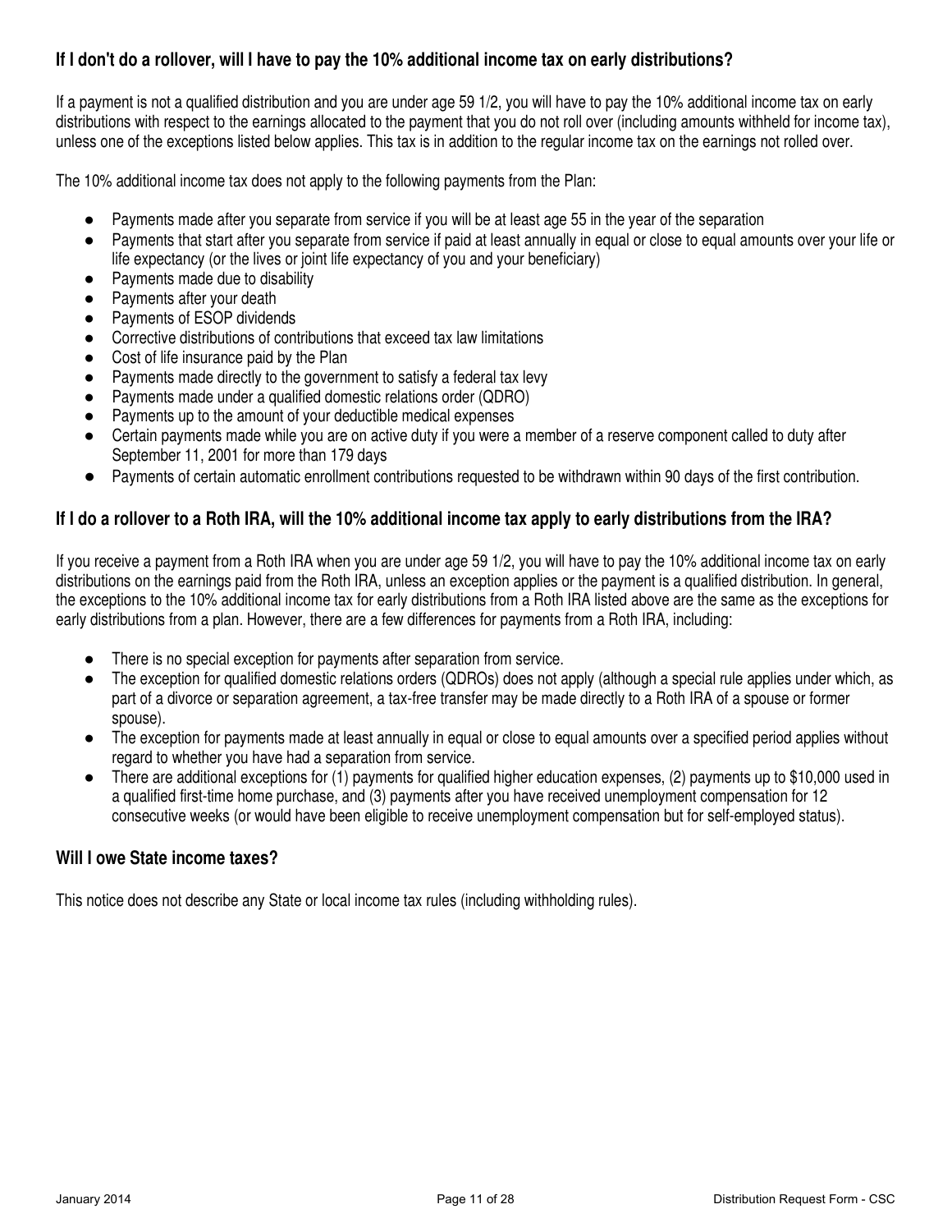### If I don't do a rollover, will I have to pay the 10% additional income tax on early distributions?

If a payment is not a qualified distribution and you are under age 59 1/2, you will have to pay the 10% additional income tax on early distributions with respect to the earnings allocated to the payment that you do not roll over (including amounts withheld for income tax), unless one of the exceptions listed below applies. This tax is in addition to the regular income tax on the earnings not rolled over.

The 10% additional income tax does not apply to the following payments from the Plan:

- Payments made after you separate from service if you will be at least age 55 in the year of the separation
- Payments that start after you separate from service if paid at least annually in equal or close to equal amounts over your life or life expectancy (or the lives or joint life expectancy of you and your beneficiary)
- Payments made due to disability
- Payments after your death
- Payments of ESOP dividends
- Corrective distributions of contributions that exceed tax law limitations
- Cost of life insurance paid by the Plan
- Payments made directly to the government to satisfy a federal tax levy
- Payments made under a qualified domestic relations order (QDRO)
- Payments up to the amount of your deductible medical expenses
- Certain payments made while you are on active duty if you were a member of a reserve component called to duty after September 11, 2001 for more than 179 days
- Payments of certain automatic enrollment contributions requested to be withdrawn within 90 days of the first contribution.

### If I do a rollover to a Roth IRA, will the 10% additional income tax apply to early distributions from the IRA?

If you receive a payment from a Roth IRA when you are under age 59 1/2, you will have to pay the 10% additional income tax on early distributions on the earnings paid from the Roth IRA, unless an exception applies or the payment is a qualified distribution. In general, the exceptions to the 10% additional income tax for early distributions from a Roth IRA listed above are the same as the exceptions for early distributions from a plan. However, there are a few differences for payments from a Roth IRA, including:

- There is no special exception for payments after separation from service.
- The exception for qualified domestic relations orders (QDROs) does not apply (although a special rule applies under which, as part of a divorce or separation agreement, a tax-free transfer may be made directly to a Roth IRA of a spouse or former spouse).
- The exception for payments made at least annually in equal or close to equal amounts over a specified period applies without regard to whether you have had a separation from service.
- There are additional exceptions for (1) payments for qualified higher education expenses, (2) payments up to $10,000 used in a qualified first-time home purchase, and (3) payments after you have received unemployment compensation for 12 consecutive weeks (or would have been eligible to receive unemployment compensation but for self-employed status).

### Will I owe State income taxes?

This notice does not describe any State or local income tax rules (including withholding rules).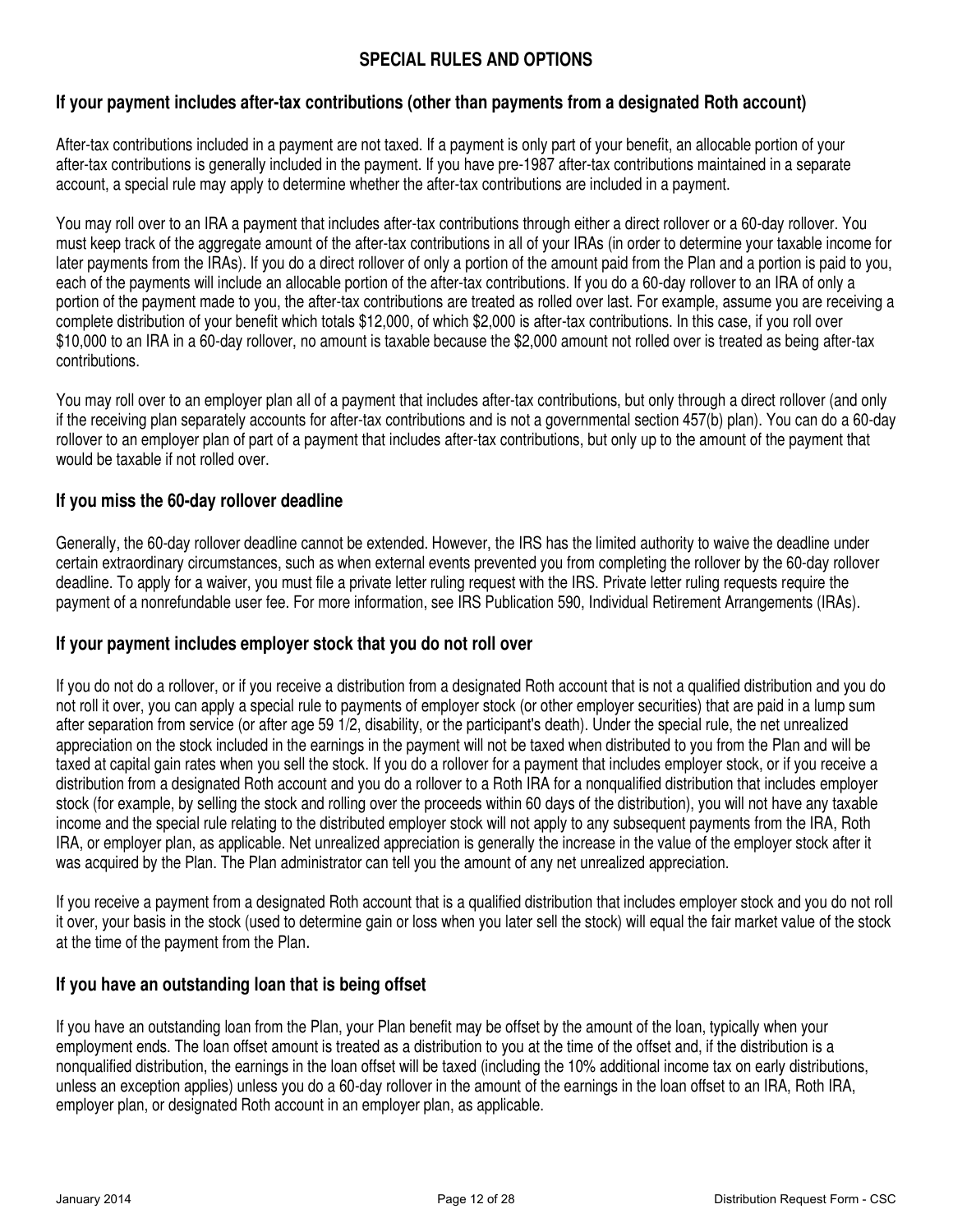## SPECIAL RULES AND OPTIONS

### If your payment includes after-tax contributions (other than payments from a designated Roth account)

After-tax contributions included in a payment are not taxed. If a payment is only part of your benefit, an allocable portion of your after-tax contributions is generally included in the payment. If you have pre-1987 after-tax contributions maintained in a separate account, a special rule may apply to determine whether the after-tax contributions are included in a payment.

You may roll over to an IRA a payment that includes after-tax contributions through either a direct rollover or a 60-day rollover. You must keep track of the aggregate amount of the after-tax contributions in all of your IRAs (in order to determine your taxable income for later payments from the IRAs). If you do a direct rollover of only a portion of the amount paid from the Plan and a portion is paid to you, each of the payments will include an allocable portion of the after-tax contributions. If you do a 60-day rollover to an IRA of only a portion of the payment made to you, the after-tax contributions are treated as rolled over last. For example, assume you are receiving a complete distribution of your benefit which totals $12,000, of which $2,000 is after-tax contributions. In this case, if you roll over $10,000 to an IRA in a 60-day rollover, no amount is taxable because the $2,000 amount not rolled over is treated as being after-tax contributions.

You may roll over to an employer plan all of a payment that includes after-tax contributions, but only through a direct rollover (and only if the receiving plan separately accounts for after-tax contributions and is not a governmental section 457(b) plan). You can do a 60-day rollover to an employer plan of part of a payment that includes after-tax contributions, but only up to the amount of the payment that would be taxable if not rolled over.

### If you miss the 60-day rollover deadline

Generally, the 60-day rollover deadline cannot be extended. However, the IRS has the limited authority to waive the deadline under certain extraordinary circumstances, such as when external events prevented you from completing the rollover by the 60-day rollover deadline. To apply for a waiver, you must file a private letter ruling request with the IRS. Private letter ruling requests require the payment of a nonrefundable user fee. For more information, see IRS Publication 590, Individual Retirement Arrangements (IRAs).

### If your payment includes employer stock that you do not roll over

If you do not do a rollover, or if you receive a distribution from a designated Roth account that is not a qualified distribution and you do not roll it over, you can apply a special rule to payments of employer stock (or other employer securities) that are paid in a lump sum after separation from service (or after age 59 1/2, disability, or the participant's death). Under the special rule, the net unrealized appreciation on the stock included in the earnings in the payment will not be taxed when distributed to you from the Plan and will be taxed at capital gain rates when you sell the stock. If you do a rollover for a payment that includes employer stock, or if you receive a distribution from a designated Roth account and you do a rollover to a Roth IRA for a nonqualified distribution that includes employer stock (for example, by selling the stock and rolling over the proceeds within 60 days of the distribution), you will not have any taxable income and the special rule relating to the distributed employer stock will not apply to any subsequent payments from the IRA, Roth IRA, or employer plan, as applicable. Net unrealized appreciation is generally the increase in the value of the employer stock after it was acquired by the Plan. The Plan administrator can tell you the amount of any net unrealized appreciation.

If you receive a payment from a designated Roth account that is a qualified distribution that includes employer stock and you do not roll it over, your basis in the stock (used to determine gain or loss when you later sell the stock) will equal the fair market value of the stock at the time of the payment from the Plan.

### If you have an outstanding loan that is being offset

If you have an outstanding loan from the Plan, your Plan benefit may be offset by the amount of the loan, typically when your employment ends. The loan offset amount is treated as a distribution to you at the time of the offset and, if the distribution is a nonqualified distribution, the earnings in the loan offset will be taxed (including the 10% additional income tax on early distributions, unless an exception applies) unless you do a 60-day rollover in the amount of the earnings in the loan offset to an IRA, Roth IRA, employer plan, or designated Roth account in an employer plan, as applicable.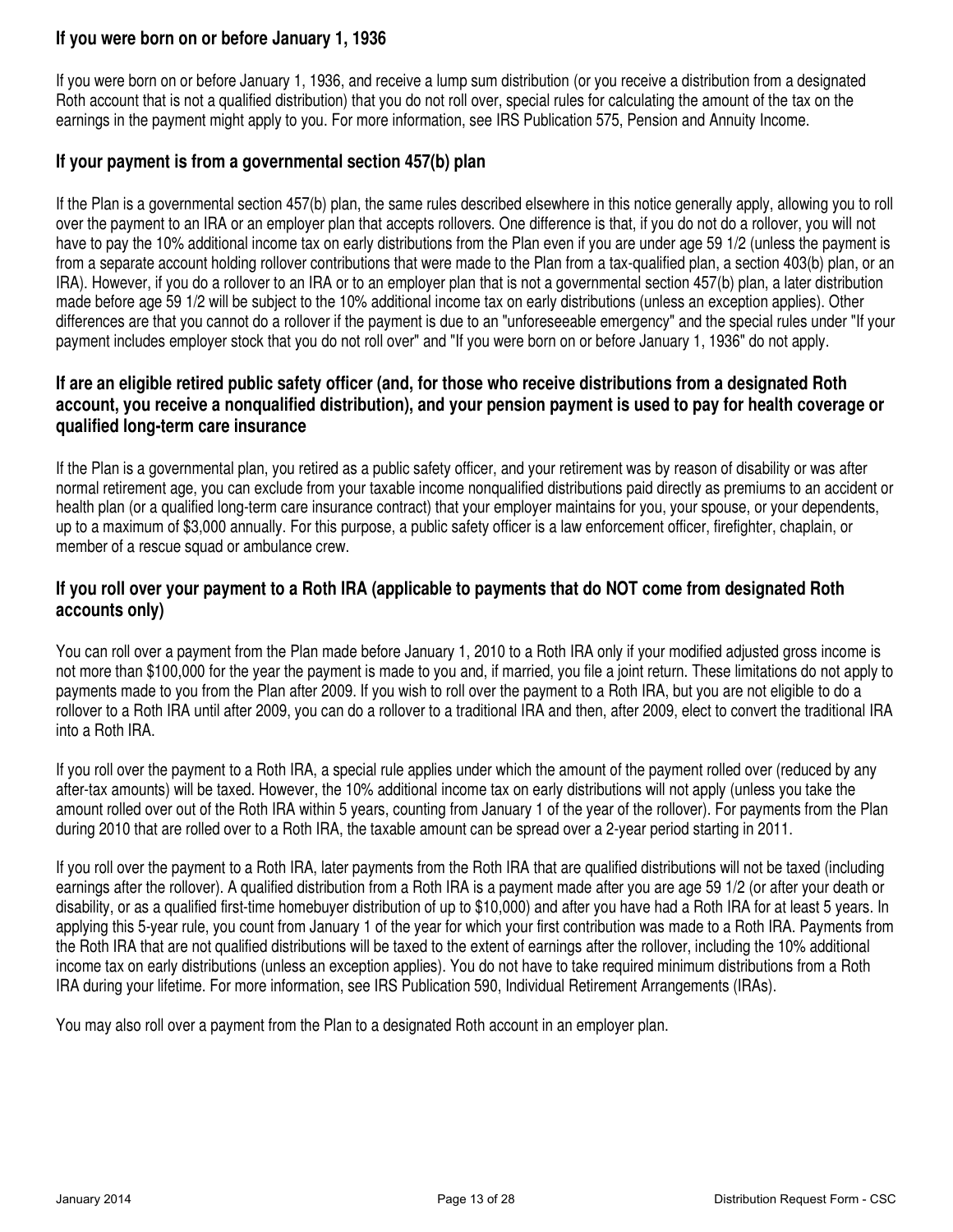### If you were born on or before January 1, 1936

If you were born on or before January 1, 1936, and receive a lump sum distribution (or you receive a distribution from a designated Roth account that is not a qualified distribution) that you do not roll over, special rules for calculating the amount of the tax on the earnings in the payment might apply to you. For more information, see IRS Publication 575, Pension and Annuity Income.

### If your payment is from a governmental section 457(b) plan

If the Plan is a governmental section 457(b) plan, the same rules described elsewhere in this notice generally apply, allowing you to roll over the payment to an IRA or an employer plan that accepts rollovers. One difference is that, if you do not do a rollover, you will not have to pay the 10% additional income tax on early distributions from the Plan even if you are under age 59 1/2 (unless the payment is from a separate account holding rollover contributions that were made to the Plan from a tax-qualified plan, a section 403(b) plan, or an IRA). However, if you do a rollover to an IRA or to an employer plan that is not a governmental section 457(b) plan, a later distribution made before age 59 1/2 will be subject to the 10% additional income tax on early distributions (unless an exception applies). Other differences are that you cannot do a rollover if the payment is due to an "unforeseeable emergency" and the special rules under "If your payment includes employer stock that you do not roll over" and "If you were born on or before January 1, 1936" do not apply.

### If are an eligible retired public safety officer (and, for those who receive distributions from a designated Roth account, you receive a nonqualified distribution), and your pension payment is used to pay for health coverage or qualified long-term care insurance

If the Plan is a governmental plan, you retired as a public safety officer, and your retirement was by reason of disability or was after normal retirement age, you can exclude from your taxable income nonqualified distributions paid directly as premiums to an accident or health plan (or a qualified long-term care insurance contract) that your employer maintains for you, your spouse, or your dependents, up to a maximum of $3,000 annually. For this purpose, a public safety officer is a law enforcement officer, firefighter, chaplain, or member of a rescue squad or ambulance crew.

### If you roll over your payment to a Roth IRA (applicable to payments that do NOT come from designated Roth accounts only)

You can roll over a payment from the Plan made before January 1, 2010 to a Roth IRA only if your modified adjusted gross income is not more than $100,000 for the year the payment is made to you and, if married, you file a joint return. These limitations do not apply to payments made to you from the Plan after 2009. If you wish to roll over the payment to a Roth IRA, but you are not eligible to do a rollover to a Roth IRA until after 2009, you can do a rollover to a traditional IRA and then, after 2009, elect to convert the traditional IRA into a Roth IRA.

If you roll over the payment to a Roth IRA, a special rule applies under which the amount of the payment rolled over (reduced by any after-tax amounts) will be taxed. However, the 10% additional income tax on early distributions will not apply (unless you take the amount rolled over out of the Roth IRA within 5 years, counting from January 1 of the year of the rollover). For payments from the Plan during 2010 that are rolled over to a Roth IRA, the taxable amount can be spread over a 2-year period starting in 2011.

If you roll over the payment to a Roth IRA, later payments from the Roth IRA that are qualified distributions will not be taxed (including earnings after the rollover). A qualified distribution from a Roth IRA is a payment made after you are age 59 1/2 (or after your death or disability, or as a qualified first-time homebuyer distribution of up to $10,000) and after you have had a Roth IRA for at least 5 years. In applying this 5-year rule, you count from January 1 of the year for which your first contribution was made to a Roth IRA. Payments from the Roth IRA that are not qualified distributions will be taxed to the extent of earnings after the rollover, including the 10% additional income tax on early distributions (unless an exception applies). You do not have to take required minimum distributions from a Roth IRA during your lifetime. For more information, see IRS Publication 590, Individual Retirement Arrangements (IRAs).

You may also roll over a payment from the Plan to a designated Roth account in an employer plan.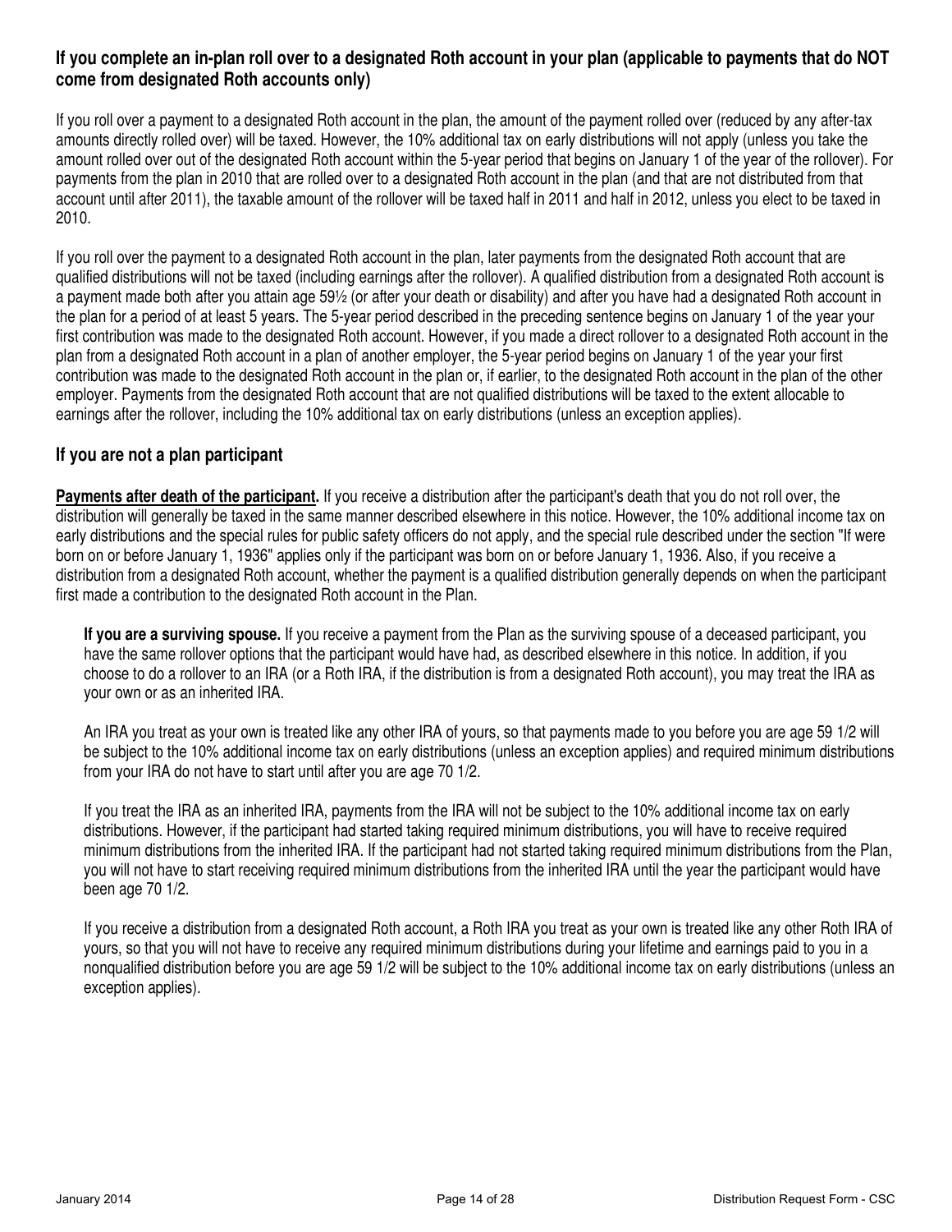### If you complete an in-plan roll over to a designated Roth account in your plan (applicable to payments that do NOT come from designated Roth accounts only)

If you roll over a payment to a designated Roth account in the plan, the amount of the payment rolled over (reduced by any after-tax amounts directly rolled over) will be taxed. However, the 10% additional tax on early distributions will not apply (unless you take the amount rolled over out of the designated Roth account within the 5-year period that begins on January 1 of the year of the rollover). For payments from the plan in 2010 that are rolled over to a designated Roth account in the plan (and that are not distributed from that account until after 2011), the taxable amount of the rollover will be taxed half in 2011 and half in 2012, unless you elect to be taxed in 2010.

If you roll over the payment to a designated Roth account in the plan, later payments from the designated Roth account that are qualified distributions will not be taxed (including earnings after the rollover). A qualified distribution from a designated Roth account is a payment made both after you attain age 59½ (or after your death or disability) and after you have had a designated Roth account in the plan for a period of at least 5 years. The 5-year period described in the preceding sentence begins on January 1 of the year your first contribution was made to the designated Roth account. However, if you made a direct rollover to a designated Roth account in the plan from a designated Roth account in a plan of another employer, the 5-year period begins on January 1 of the year your first contribution was made to the designated Roth account in the plan or, if earlier, to the designated Roth account in the plan of the other employer. Payments from the designated Roth account that are not qualified distributions will be taxed to the extent allocable to earnings after the rollover, including the 10% additional tax on early distributions (unless an exception applies).

### If you are not a plan participant

**Payments after death of the participant.** If you receive a distribution after the participant's death that you do not roll over, the distribution will generally be taxed in the same manner described elsewhere in this notice. However, the 10% additional income tax on early distributions and the special rules for public safety officers do not apply, and the special rule described under the section "If were born on or before January 1, 1936" applies only if the participant was born on or before January 1, 1936. Also, if you receive a distribution from a designated Roth account, whether the payment is a qualified distribution generally depends on when the participant first made a contribution to the designated Roth account in the Plan.

**If you are a surviving spouse.** If you receive a payment from the Plan as the surviving spouse of a deceased participant, you have the same rollover options that the participant would have had, as described elsewhere in this notice. In addition, if you choose to do a rollover to an IRA (or a Roth IRA, if the distribution is from a designated Roth account), you may treat the IRA as your own or as an inherited IRA.

An IRA you treat as your own is treated like any other IRA of yours, so that payments made to you before you are age 59 1/2 will be subject to the 10% additional income tax on early distributions (unless an exception applies) and required minimum distributions from your IRA do not have to start until after you are age 70 1/2.

If you treat the IRA as an inherited IRA, payments from the IRA will not be subject to the 10% additional income tax on early distributions. However, if the participant had started taking required minimum distributions, you will have to receive required minimum distributions from the inherited IRA. If the participant had not started taking required minimum distributions from the Plan, you will not have to start receiving required minimum distributions from the inherited IRA until the year the participant would have been age 70 1/2.

If you receive a distribution from a designated Roth account, a Roth IRA you treat as your own is treated like any other Roth IRA of yours, so that you will not have to receive any required minimum distributions during your lifetime and earnings paid to you in a nonqualified distribution before you are age 59 1/2 will be subject to the 10% additional income tax on early distributions (unless an exception applies).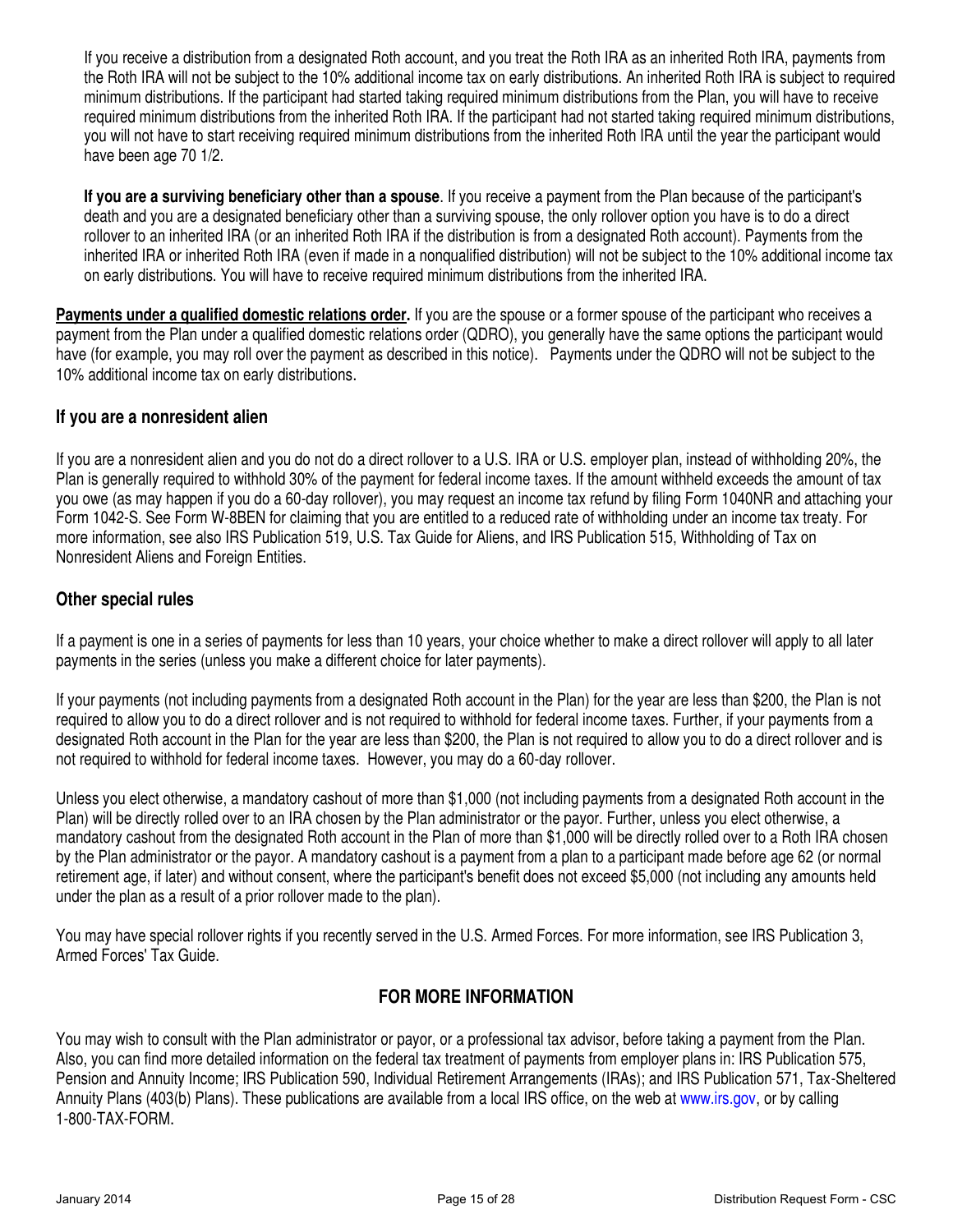If you receive a distribution from a designated Roth account, and you treat the Roth IRA as an inherited Roth IRA, payments from the Roth IRA will not be subject to the 10% additional income tax on early distributions. An inherited Roth IRA is subject to required minimum distributions. If the participant had started taking required minimum distributions from the Plan, you will have to receive required minimum distributions from the inherited Roth IRA. If the participant had not started taking required minimum distributions, you will not have to start receiving required minimum distributions from the inherited Roth IRA until the year the participant would have been age 70 1/2.

**If you are a surviving beneficiary other than a spouse**. If you receive a payment from the Plan because of the participant's death and you are a designated beneficiary other than a surviving spouse, the only rollover option you have is to do a direct rollover to an inherited IRA (or an inherited Roth IRA if the distribution is from a designated Roth account). Payments from the inherited IRA or inherited Roth IRA (even if made in a nonqualified distribution) will not be subject to the 10% additional income tax on early distributions. You will have to receive required minimum distributions from the inherited IRA.

**Payments under a qualified domestic relations order.** If you are the spouse or a former spouse of the participant who receives a payment from the Plan under a qualified domestic relations order (QDRO), you generally have the same options the participant would have (for example, you may roll over the payment as described in this notice). Payments under the QDRO will not be subject to the 10% additional income tax on early distributions.

## If you are a nonresident alien

If you are a nonresident alien and you do not do a direct rollover to a U.S. IRA or U.S. employer plan, instead of withholding 20%, the Plan is generally required to withhold 30% of the payment for federal income taxes. If the amount withheld exceeds the amount of tax you owe (as may happen if you do a 60-day rollover), you may request an income tax refund by filing Form 1040NR and attaching your Form 1042-S. See Form W-8BEN for claiming that you are entitled to a reduced rate of withholding under an income tax treaty. For more information, see also IRS Publication 519, U.S. Tax Guide for Aliens, and IRS Publication 515, Withholding of Tax on Nonresident Aliens and Foreign Entities.

## Other special rules

If a payment is one in a series of payments for less than 10 years, your choice whether to make a direct rollover will apply to all later payments in the series (unless you make a different choice for later payments).

If your payments (not including payments from a designated Roth account in the Plan) for the year are less than $200, the Plan is not required to allow you to do a direct rollover and is not required to withhold for federal income taxes. Further, if your payments from a designated Roth account in the Plan for the year are less than $200, the Plan is not required to allow you to do a direct rollover and is not required to withhold for federal income taxes. However, you may do a 60-day rollover.

Unless you elect otherwise, a mandatory cashout of more than $1,000 (not including payments from a designated Roth account in the Plan) will be directly rolled over to an IRA chosen by the Plan administrator or the payor. Further, unless you elect otherwise, a mandatory cashout from the designated Roth account in the Plan of more than $1,000 will be directly rolled over to a Roth IRA chosen by the Plan administrator or the payor. A mandatory cashout is a payment from a plan to a participant made before age 62 (or normal retirement age, if later) and without consent, where the participant's benefit does not exceed $5,000 (not including any amounts held under the plan as a result of a prior rollover made to the plan).

You may have special rollover rights if you recently served in the U.S. Armed Forces. For more information, see IRS Publication 3, Armed Forces' Tax Guide.

## FOR MORE INFORMATION

You may wish to consult with the Plan administrator or payor, or a professional tax advisor, before taking a payment from the Plan. Also, you can find more detailed information on the federal tax treatment of payments from employer plans in: IRS Publication 575, Pension and Annuity Income; IRS Publication 590, Individual Retirement Arrangements (IRAs); and IRS Publication 571, Tax-Sheltered Annuity Plans (403(b) Plans). These publications are available from a local IRS office, on the web at www.irs.gov, or by calling 1-800-TAX-FORM.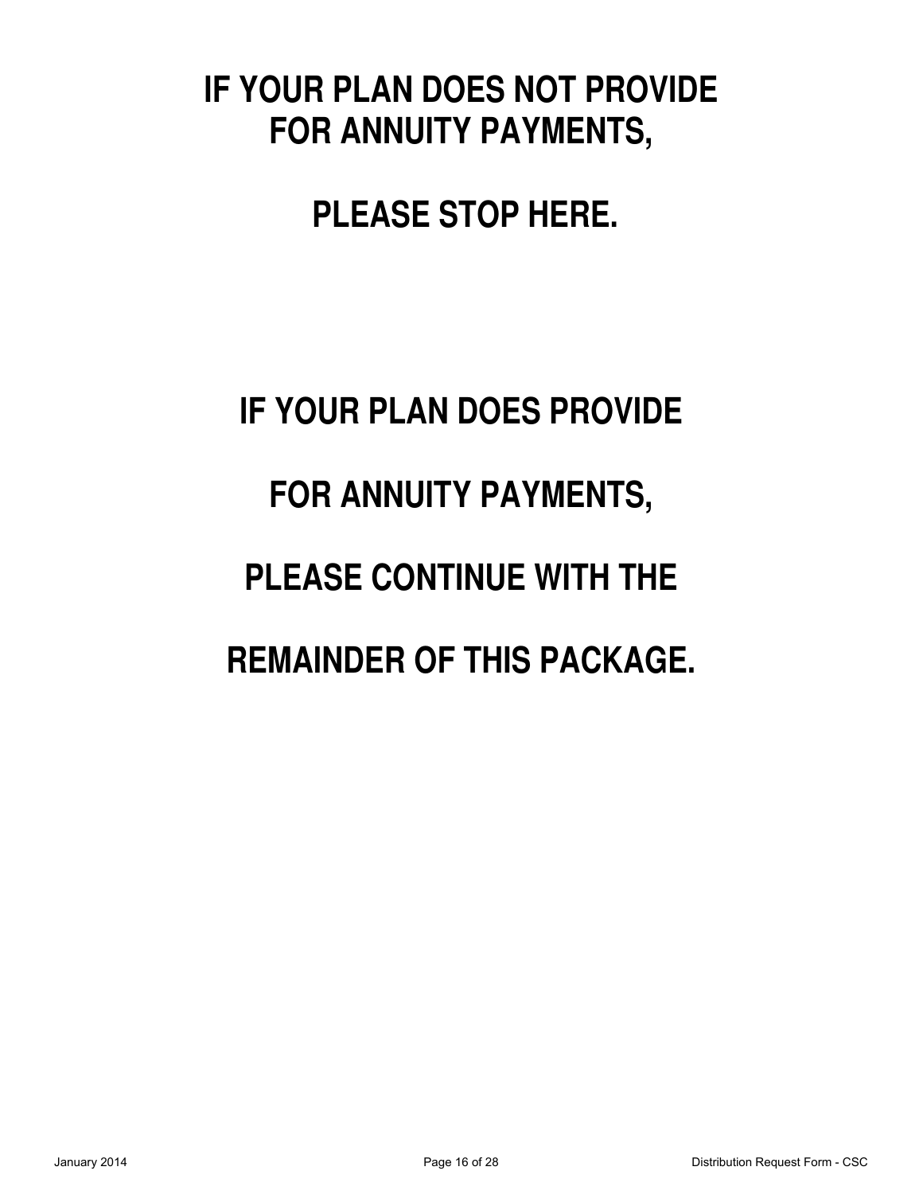# IF YOUR PLAN DOES NOT PROVIDE FOR ANNUITY PAYMENTS,

# PLEASE STOP HERE.

# IF YOUR PLAN DOES PROVIDE

# FOR ANNUITY PAYMENTS,

# PLEASE CONTINUE WITH THE

# REMAINDER OF THIS PACKAGE.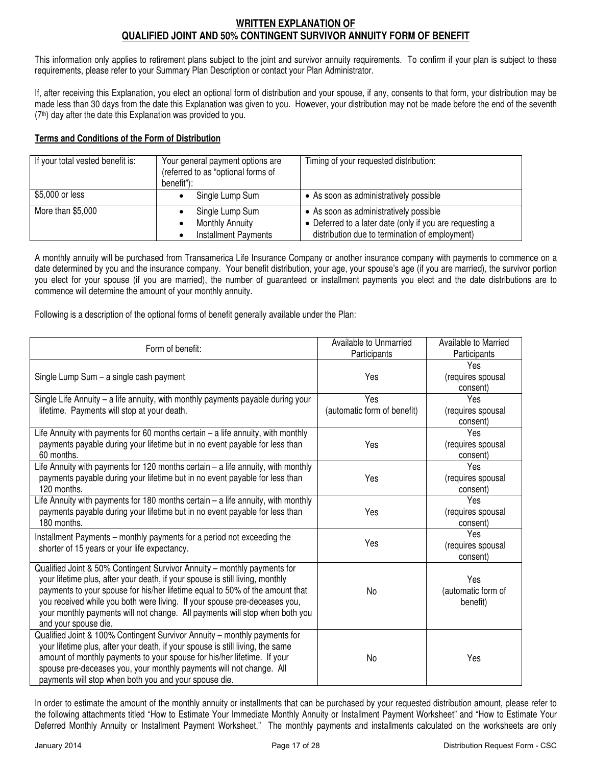## WRITTEN EXPLANATION OF QUALIFIED JOINT AND 50% CONTINGENT SURVIVOR ANNUITY FORM OF BENEFIT

This information only applies to retirement plans subject to the joint and survivor annuity requirements. To confirm if your plan is subject to these requirements, please refer to your Summary Plan Description or contact your Plan Administrator.

If, after receiving this Explanation, you elect an optional form of distribution and your spouse, if any, consents to that form, your distribution may be made less than 30 days from the date this Explanation was given to you. However, your distribution may not be made before the end of the seventh (7th) day after the date this Explanation was provided to you.

### Terms and Conditions of the Form of Distribution

| If your total vested benefit is: | Your general payment options are (referred to as "optional forms of benefit"): | Timing of your requested distribution: |
|---|---|---|
| $5,000 or less | • Single Lump Sum | • As soon as administratively possible |
| More than $5,000 | • Single Lump Sum<br>• Monthly Annuity<br>• Installment Payments | • As soon as administratively possible<br>• Deferred to a later date (only if you are requesting a distribution due to termination of employment) |

A monthly annuity will be purchased from Transamerica Life Insurance Company or another insurance company with payments to commence on a date determined by you and the insurance company. Your benefit distribution, your age, your spouse's age (if you are married), the survivor portion you elect for your spouse (if you are married), the number of guaranteed or installment payments you elect and the date distributions are to commence will determine the amount of your monthly annuity.

Following is a description of the optional forms of benefit generally available under the Plan:

| Form of benefit: | Available to Unmarried Participants | Available to Married Participants |
|---|---|---|
| Single Lump Sum – a single cash payment | Yes | Yes (requires spousal consent) |
| Single Life Annuity – a life annuity, with monthly payments payable during your lifetime. Payments will stop at your death. | Yes (automatic form of benefit) | Yes (requires spousal consent) |
| Life Annuity with payments for 60 months certain – a life annuity, with monthly payments payable during your lifetime but in no event payable for less than 60 months. | Yes | Yes (requires spousal consent) |
| Life Annuity with payments for 120 months certain – a life annuity, with monthly payments payable during your lifetime but in no event payable for less than 120 months. | Yes | Yes (requires spousal consent) |
| Life Annuity with payments for 180 months certain – a life annuity, with monthly payments payable during your lifetime but in no event payable for less than 180 months. | Yes | Yes (requires spousal consent) |
| Installment Payments – monthly payments for a period not exceeding the shorter of 15 years or your life expectancy. | Yes | Yes (requires spousal consent) |
| Qualified Joint & 50% Contingent Survivor Annuity – monthly payments for your lifetime plus, after your death, if your spouse is still living, monthly payments to your spouse for his/her lifetime equal to 50% of the amount that you received while you both were living. If your spouse pre-deceases you, your monthly payments will not change. All payments will stop when both you and your spouse die. | No | Yes (automatic form of benefit) |
| Qualified Joint & 100% Contingent Survivor Annuity – monthly payments for your lifetime plus, after your death, if your spouse is still living, the same amount of monthly payments to your spouse for his/her lifetime. If your spouse pre-deceases you, your monthly payments will not change. All payments will stop when both you and your spouse die. | No | Yes |

In order to estimate the amount of the monthly annuity or installments that can be purchased by your requested distribution amount, please refer to the following attachments titled "How to Estimate Your Immediate Monthly Annuity or Installment Payment Worksheet" and "How to Estimate Your Deferred Monthly Annuity or Installment Payment Worksheet." The monthly payments and installments calculated on the worksheets are only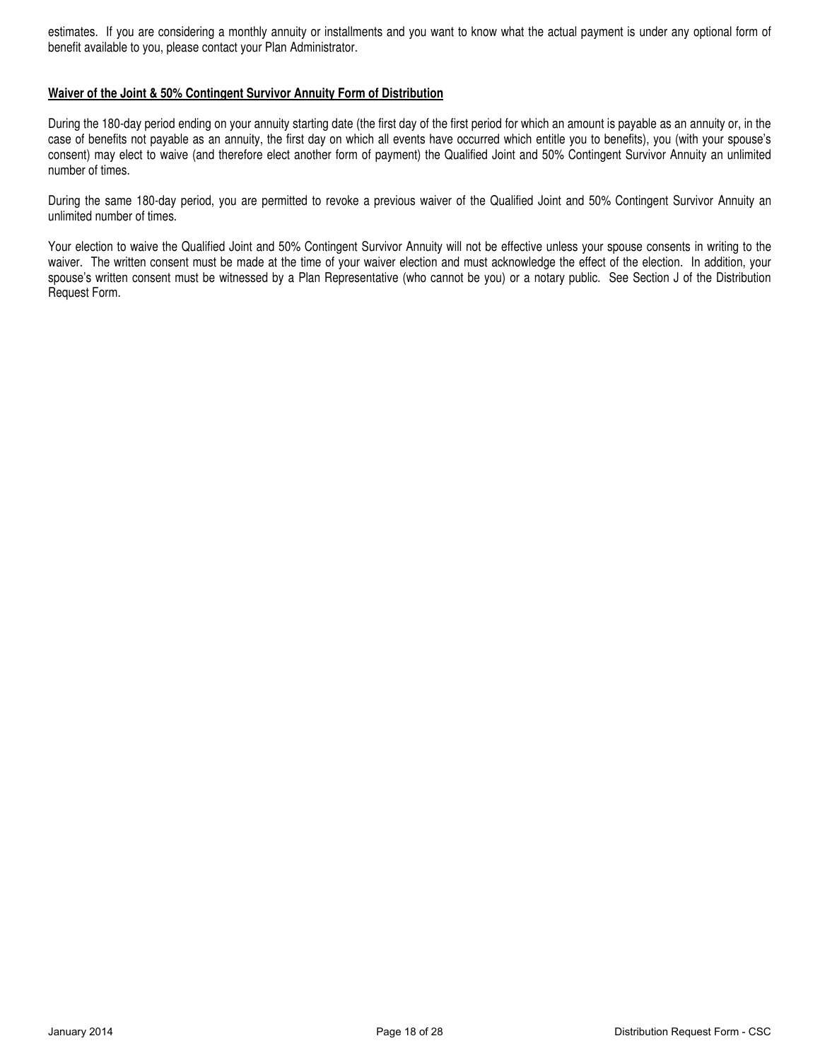estimates. If you are considering a monthly annuity or installments and you want to know what the actual payment is under any optional form of benefit available to you, please contact your Plan Administrator.

**Waiver of the Joint & 50% Contingent Survivor Annuity Form of Distribution**

During the 180-day period ending on your annuity starting date (the first day of the first period for which an amount is payable as an annuity or, in the case of benefits not payable as an annuity, the first day on which all events have occurred which entitle you to benefits), you (with your spouse's consent) may elect to waive (and therefore elect another form of payment) the Qualified Joint and 50% Contingent Survivor Annuity an unlimited number of times.

During the same 180-day period, you are permitted to revoke a previous waiver of the Qualified Joint and 50% Contingent Survivor Annuity an unlimited number of times.

Your election to waive the Qualified Joint and 50% Contingent Survivor Annuity will not be effective unless your spouse consents in writing to the waiver. The written consent must be made at the time of your waiver election and must acknowledge the effect of the election. In addition, your spouse's written consent must be witnessed by a Plan Representative (who cannot be you) or a notary public. See Section J of the Distribution Request Form.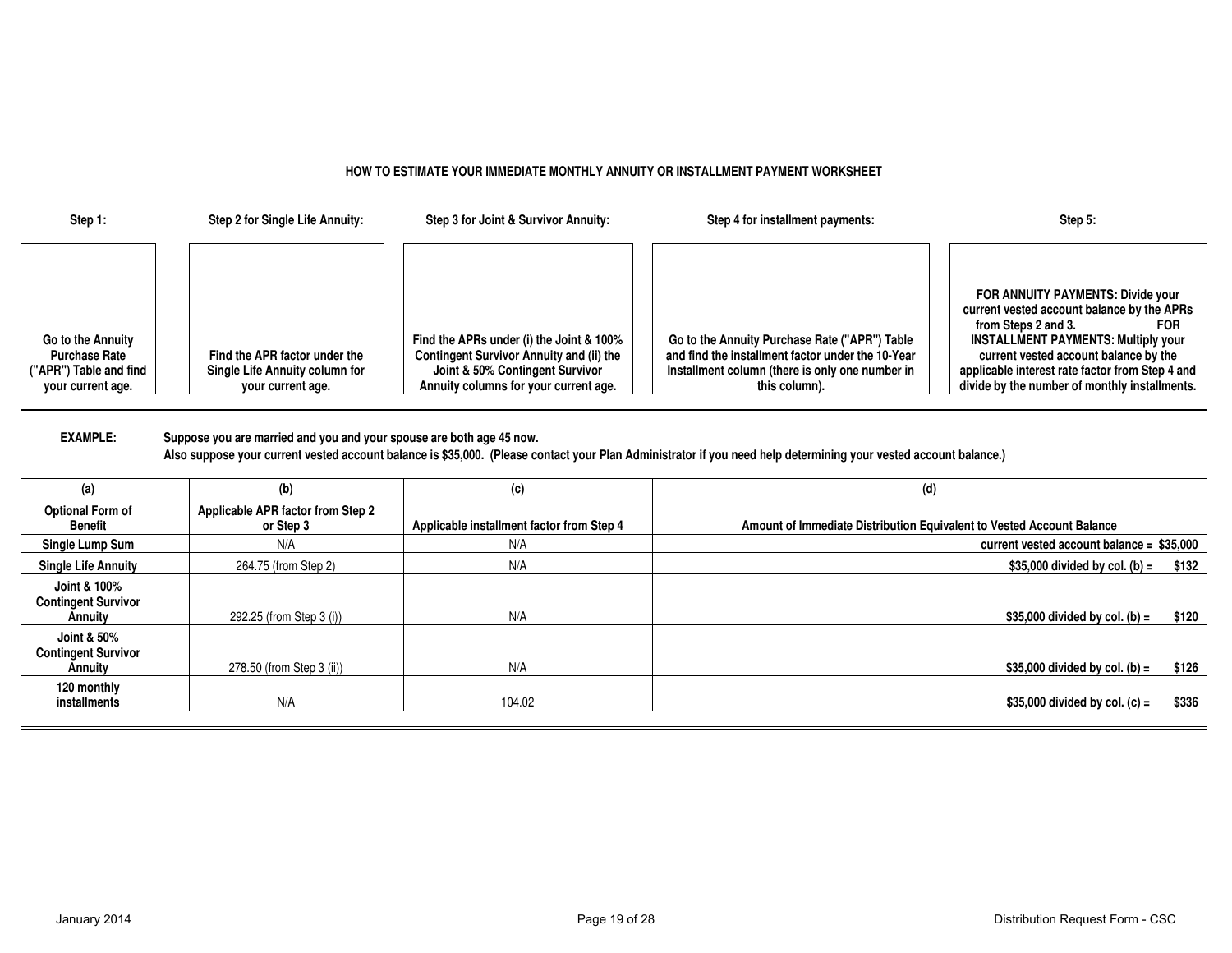## HOW TO ESTIMATE YOUR IMMEDIATE MONTHLY ANNUITY OR INSTALLMENT PAYMENT WORKSHEET

| Step 1: | Step 2 for Single Life Annuity: | Step 3 for Joint & Survivor Annuity: | Step 4 for installment payments: | Step 5: |
|---|---|---|---|---|
| Go to the Annuity Purchase Rate ("APR") Table and find your current age. | Find the APR factor under the Single Life Annuity column for your current age. | Find the APRs under (i) the Joint & 100% Contingent Survivor Annuity and (ii) the Joint & 50% Contingent Survivor Annuity columns for your current age. | Go to the Annuity Purchase Rate ("APR") Table and find the installment factor under the 10-Year Installment column (there is only one number in this column). | FOR ANNUITY PAYMENTS: Divide your current vested account balance by the APRs from Steps 2 and 3. FOR INSTALLMENT PAYMENTS: Multiply your current vested account balance by the applicable interest rate factor from Step 4 and divide by the number of monthly installments. |

**EXAMPLE:** Suppose you are married and you and your spouse are both age 45 now.
Also suppose your current vested account balance is $35,000. (Please contact your Plan Administrator if you need help determining your vested account balance.)

| (a) Optional Form of Benefit | (b) Applicable APR factor from Step 2 or Step 3 | (c) Applicable installment factor from Step 4 | (d) Amount of Immediate Distribution Equivalent to Vested Account Balance |
|---|---|---|---|
| Single Lump Sum | N/A | N/A | current vested account balance = $35,000 |
| Single Life Annuity | 264.75 (from Step 2) | N/A | $35,000 divided by col. (b) = $132 |
| Joint & 100% Contingent Survivor Annuity | 292.25 (from Step 3 (i)) | N/A | $35,000 divided by col. (b) = $120 |
| Joint & 50% Contingent Survivor Annuity | 278.50 (from Step 3 (ii)) | N/A | $35,000 divided by col. (b) = $126 |
| 120 monthly installments | N/A | 104.02 | $35,000 divided by col. (c) = $336 |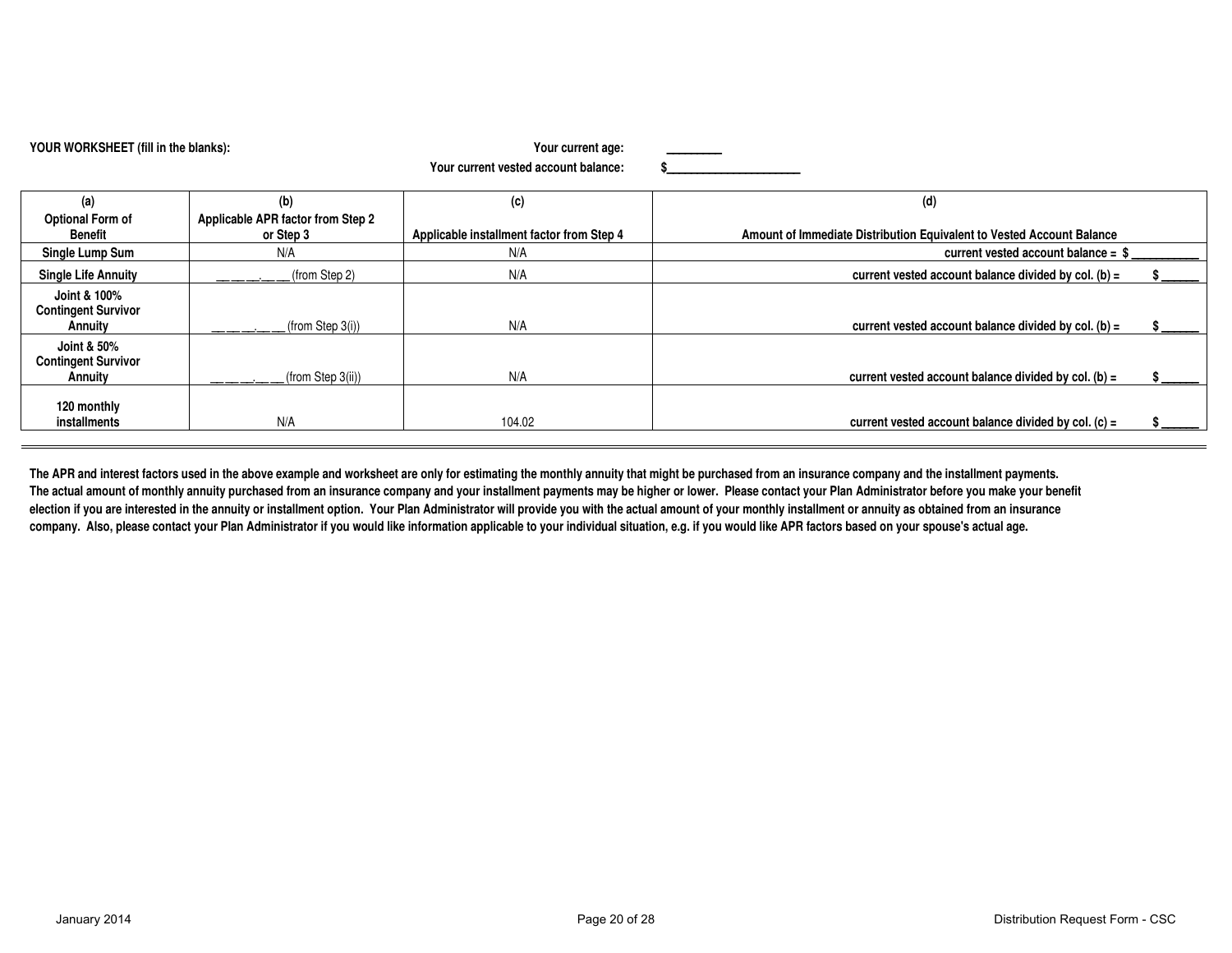**YOUR WORKSHEET (fill in the blanks):**

**Your current age:** _________

**Your current vested account balance:** $______________________

| (a)<br>Optional Form of Benefit | (b)<br>Applicable APR factor from Step 2 or Step 3 | (c)<br>Applicable installment factor from Step 4 | (d)<br>Amount of Immediate Distribution Equivalent to Vested Account Balance |
|---|---|---|---|
| **Single Lump Sum** | N/A | N/A | **current vested account balance = $ ___________** |
| **Single Life Annuity** | __ __ __.__ __ (from Step 2) | N/A | **current vested account balance divided by col. (b) = $ ______** |
| **Joint & 100% Contingent Survivor Annuity** | __ __ __.__ __ (from Step 3(i)) | N/A | **current vested account balance divided by col. (b) = $ ______** |
| **Joint & 50% Contingent Survivor Annuity** | __ __ __.__ __ (from Step 3(ii)) | N/A | **current vested account balance divided by col. (b) = $ ______** |
| **120 monthly installments** | N/A | 104.02 | **current vested account balance divided by col. (c) = $ ______** |

**The APR and interest factors used in the above example and worksheet are only for estimating the monthly annuity that might be purchased from an insurance company and the installment payments. The actual amount of monthly annuity purchased from an insurance company and your installment payments may be higher or lower. Please contact your Plan Administrator before you make your benefit election if you are interested in the annuity or installment option. Your Plan Administrator will provide you with the actual amount of your monthly installment or annuity as obtained from an insurance company. Also, please contact your Plan Administrator if you would like information applicable to your individual situation, e.g. if you would like APR factors based on your spouse's actual age.**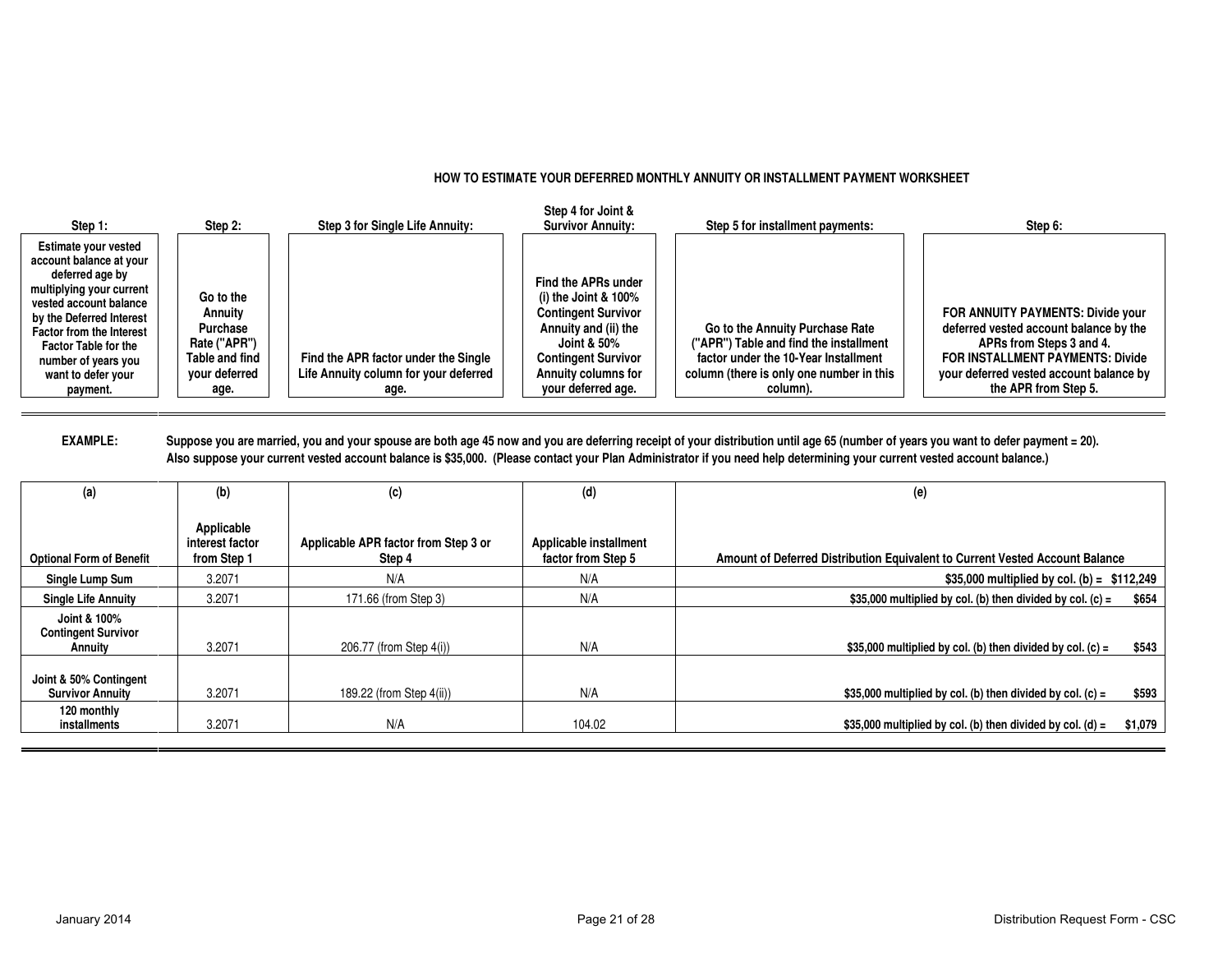## HOW TO ESTIMATE YOUR DEFERRED MONTHLY ANNUITY OR INSTALLMENT PAYMENT WORKSHEET

| Step 1: | Step 2: | Step 3 for Single Life Annuity: | Step 4 for Joint & Survivor Annuity: | Step 5 for installment payments: | Step 6: |
|---|---|---|---|---|---|
| Estimate your vested account balance at your deferred age by multiplying your current vested account balance by the Deferred Interest Factor from the Interest Factor Table for the number of years you want to defer your payment. | Go to the Annuity Purchase Rate ("APR") Table and find your deferred age. | Find the APR factor under the Single Life Annuity column for your deferred age. | Find the APRs under (i) the Joint & 100% Contingent Survivor Annuity and (ii) the Joint & 50% Contingent Survivor Annuity columns for your deferred age. | Go to the Annuity Purchase Rate ("APR") Table and find the installment factor under the 10-Year Installment column (there is only one number in this column). | FOR ANNUITY PAYMENTS: Divide your deferred vested account balance by the APRs from Steps 3 and 4. FOR INSTALLMENT PAYMENTS: Divide your deferred vested account balance by the APR from Step 5. |

**EXAMPLE:** Suppose you are married, you and your spouse are both age 45 now and you are deferring receipt of your distribution until age 65 (number of years you want to defer payment = 20). Also suppose your current vested account balance is $35,000. (Please contact your Plan Administrator if you need help determining your current vested account balance.)

| (a) Optional Form of Benefit | (b) Applicable interest factor from Step 1 | (c) Applicable APR factor from Step 3 or Step 4 | (d) Applicable installment factor from Step 5 | (e) Amount of Deferred Distribution Equivalent to Current Vested Account Balance |
|---|---|---|---|---|
| Single Lump Sum | 3.2071 | N/A | N/A | $35,000 multiplied by col. (b) = $112,249 |
| Single Life Annuity | 3.2071 | 171.66 (from Step 3) | N/A | $35,000 multiplied by col. (b) then divided by col. (c) = $654 |
| Joint & 100% Contingent Survivor Annuity | 3.2071 | 206.77 (from Step 4(i)) | N/A | $35,000 multiplied by col. (b) then divided by col. (c) = $543 |
| Joint & 50% Contingent Survivor Annuity | 3.2071 | 189.22 (from Step 4(ii)) | N/A | $35,000 multiplied by col. (b) then divided by col. (c) = $593 |
| 120 monthly installments | 3.2071 | N/A | 104.02 | $35,000 multiplied by col. (b) then divided by col. (d) = $1,079 |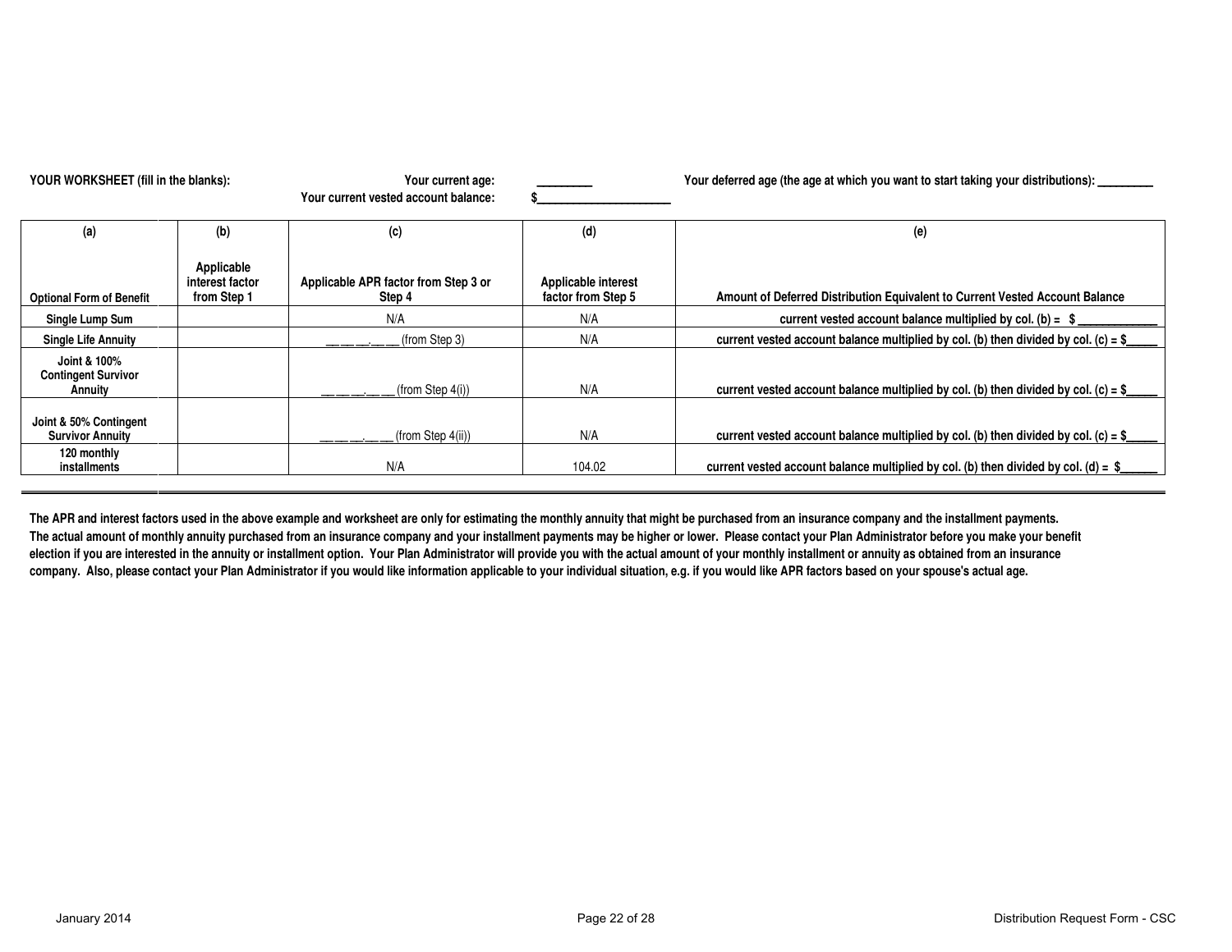**YOUR WORKSHEET (fill in the blanks):**

**Your current age:** _________

**Your current vested account balance:** $______________________

**Your deferred age (the age at which you want to start taking your distributions):** _________

| (a) Optional Form of Benefit | (b) Applicable interest factor from Step 1 | (c) Applicable APR factor from Step 3 or Step 4 | (d) Applicable interest factor from Step 5 | (e) Amount of Deferred Distribution Equivalent to Current Vested Account Balance |
|---|---|---|---|---|
| **Single Lump Sum** | | N/A | N/A | **current vested account balance multiplied by col. (b) = $_____________** |
| **Single Life Annuity** | | __ __ __.__ __ (from Step 3) | N/A | **current vested account balance multiplied by col. (b) then divided by col. (c) = $_____** |
| **Joint & 100% Contingent Survivor Annuity** | | __ __ __.__ __ (from Step 4(i)) | N/A | **current vested account balance multiplied by col. (b) then divided by col. (c) = $_____** |
| **Joint & 50% Contingent Survivor Annuity** | | __ __ __.__ __ (from Step 4(ii)) | N/A | **current vested account balance multiplied by col. (b) then divided by col. (c) = $_____** |
| **120 monthly installments** | | N/A | 104.02 | **current vested account balance multiplied by col. (b) then divided by col. (d) = $______** |

**The APR and interest factors used in the above example and worksheet are only for estimating the monthly annuity that might be purchased from an insurance company and the installment payments. The actual amount of monthly annuity purchased from an insurance company and your installment payments may be higher or lower. Please contact your Plan Administrator before you make your benefit election if you are interested in the annuity or installment option. Your Plan Administrator will provide you with the actual amount of your monthly installment or annuity as obtained from an insurance company. Also, please contact your Plan Administrator if you would like information applicable to your individual situation, e.g. if you would like APR factors based on your spouse's actual age.**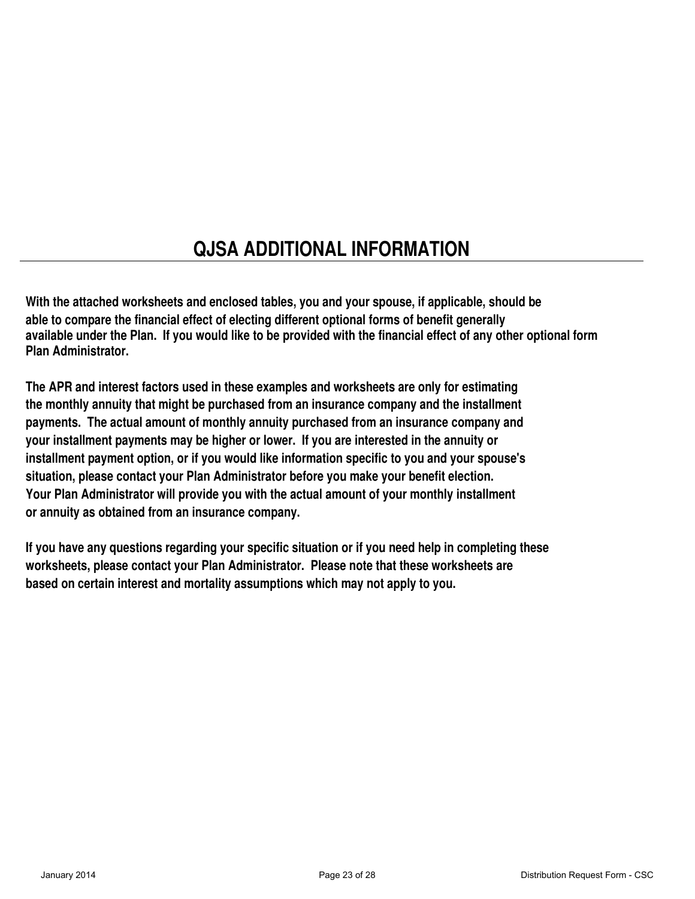# QJSA ADDITIONAL INFORMATION

**With the attached worksheets and enclosed tables, you and your spouse, if applicable, should be able to compare the financial effect of electing different optional forms of benefit generally available under the Plan. If you would like to be provided with the financial effect of any other optional form Plan Administrator.**

**The APR and interest factors used in these examples and worksheets are only for estimating the monthly annuity that might be purchased from an insurance company and the installment payments. The actual amount of monthly annuity purchased from an insurance company and your installment payments may be higher or lower. If you are interested in the annuity or installment payment option, or if you would like information specific to you and your spouse's situation, please contact your Plan Administrator before you make your benefit election. Your Plan Administrator will provide you with the actual amount of your monthly installment or annuity as obtained from an insurance company.**

**If you have any questions regarding your specific situation or if you need help in completing these worksheets, please contact your Plan Administrator. Please note that these worksheets are based on certain interest and mortality assumptions which may not apply to you.**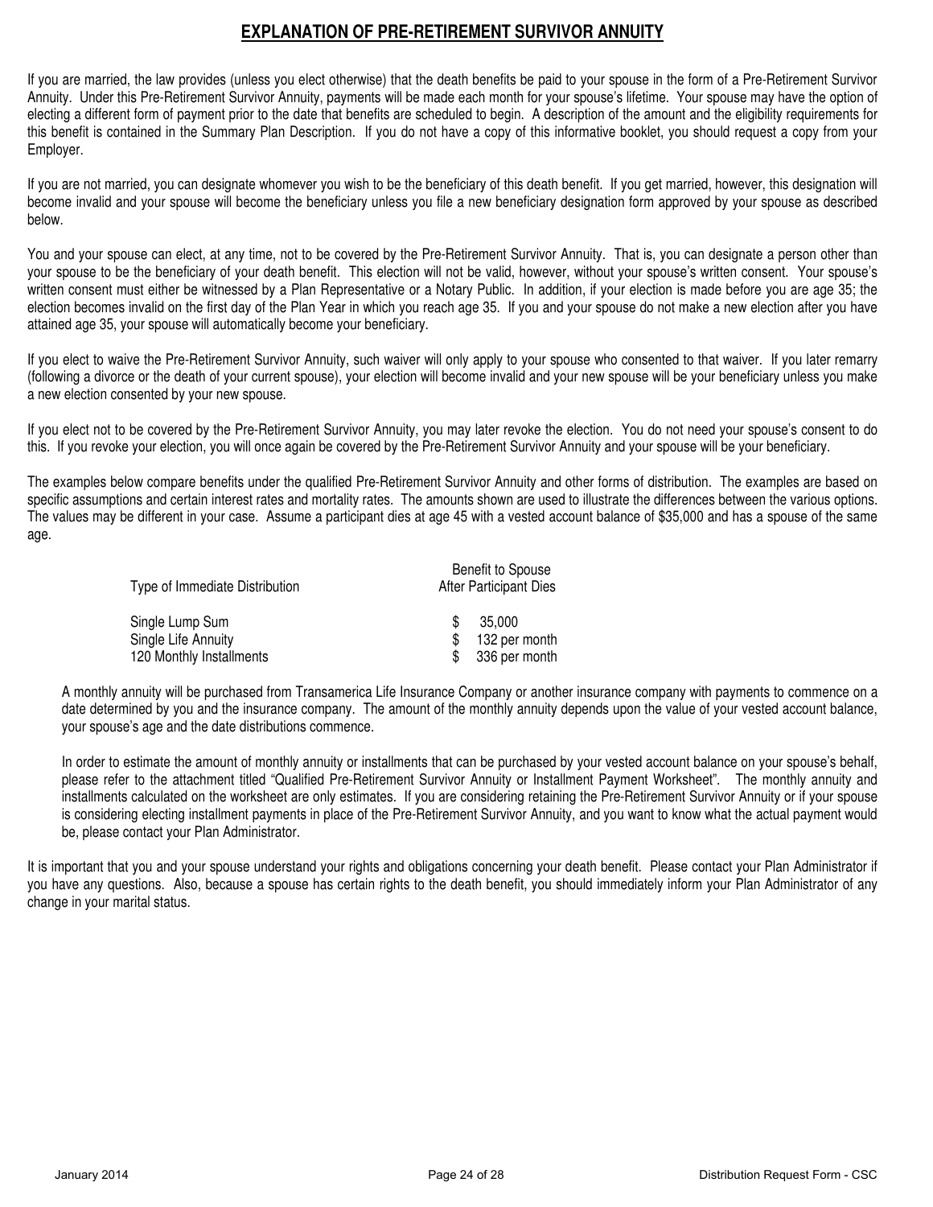# EXPLANATION OF PRE-RETIREMENT SURVIVOR ANNUITY

If you are married, the law provides (unless you elect otherwise) that the death benefits be paid to your spouse in the form of a Pre-Retirement Survivor Annuity. Under this Pre-Retirement Survivor Annuity, payments will be made each month for your spouse's lifetime. Your spouse may have the option of electing a different form of payment prior to the date that benefits are scheduled to begin. A description of the amount and the eligibility requirements for this benefit is contained in the Summary Plan Description. If you do not have a copy of this informative booklet, you should request a copy from your Employer.

If you are not married, you can designate whomever you wish to be the beneficiary of this death benefit. If you get married, however, this designation will become invalid and your spouse will become the beneficiary unless you file a new beneficiary designation form approved by your spouse as described below.

You and your spouse can elect, at any time, not to be covered by the Pre-Retirement Survivor Annuity. That is, you can designate a person other than your spouse to be the beneficiary of your death benefit. This election will not be valid, however, without your spouse's written consent. Your spouse's written consent must either be witnessed by a Plan Representative or a Notary Public. In addition, if your election is made before you are age 35; the election becomes invalid on the first day of the Plan Year in which you reach age 35. If you and your spouse do not make a new election after you have attained age 35, your spouse will automatically become your beneficiary.

If you elect to waive the Pre-Retirement Survivor Annuity, such waiver will only apply to your spouse who consented to that waiver. If you later remarry (following a divorce or the death of your current spouse), your election will become invalid and your new spouse will be your beneficiary unless you make a new election consented by your new spouse.

If you elect not to be covered by the Pre-Retirement Survivor Annuity, you may later revoke the election. You do not need your spouse's consent to do this. If you revoke your election, you will once again be covered by the Pre-Retirement Survivor Annuity and your spouse will be your beneficiary.

The examples below compare benefits under the qualified Pre-Retirement Survivor Annuity and other forms of distribution. The examples are based on specific assumptions and certain interest rates and mortality rates. The amounts shown are used to illustrate the differences between the various options. The values may be different in your case. Assume a participant dies at age 45 with a vested account balance of $35,000 and has a spouse of the same age.

| Type of Immediate Distribution | Benefit to Spouse After Participant Dies |
|---|---|
| Single Lump Sum | $ 35,000 |
| Single Life Annuity | $ 132 per month |
| 120 Monthly Installments | $ 336 per month |

A monthly annuity will be purchased from Transamerica Life Insurance Company or another insurance company with payments to commence on a date determined by you and the insurance company. The amount of the monthly annuity depends upon the value of your vested account balance, your spouse's age and the date distributions commence.

In order to estimate the amount of monthly annuity or installments that can be purchased by your vested account balance on your spouse's behalf, please refer to the attachment titled "Qualified Pre-Retirement Survivor Annuity or Installment Payment Worksheet". The monthly annuity and installments calculated on the worksheet are only estimates. If you are considering retaining the Pre-Retirement Survivor Annuity or if your spouse is considering electing installment payments in place of the Pre-Retirement Survivor Annuity, and you want to know what the actual payment would be, please contact your Plan Administrator.

It is important that you and your spouse understand your rights and obligations concerning your death benefit. Please contact your Plan Administrator if you have any questions. Also, because a spouse has certain rights to the death benefit, you should immediately inform your Plan Administrator of any change in your marital status.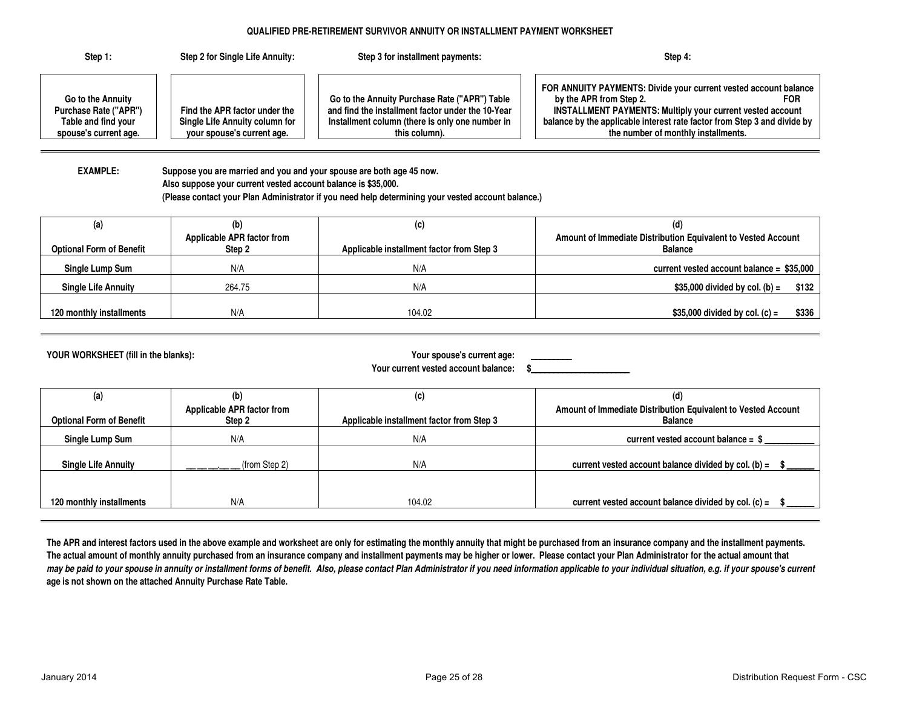# QUALIFIED PRE-RETIREMENT SURVIVOR ANNUITY OR INSTALLMENT PAYMENT WORKSHEET

| Step 1: | Step 2 for Single Life Annuity: | Step 3 for installment payments: | Step 4: |
|---|---|---|---|
| Go to the Annuity Purchase Rate ("APR") Table and find your spouse's current age. | Find the APR factor under the Single Life Annuity column for your spouse's current age. | Go to the Annuity Purchase Rate ("APR") Table and find the installment factor under the 10-Year Installment column (there is only one number in this column). | FOR ANNUITY PAYMENTS: Divide your current vested account balance by the APR from Step 2. FOR INSTALLMENT PAYMENTS: Multiply your current vested account balance by the applicable interest rate factor from Step 3 and divide by the number of monthly installments. |

**EXAMPLE:** Suppose you are married and you and your spouse are both age 45 now.
Also suppose your current vested account balance is $35,000.
(Please contact your Plan Administrator if you need help determining your vested account balance.)

| (a) Optional Form of Benefit | (b) Applicable APR factor from Step 2 | (c) Applicable installment factor from Step 3 | (d) Amount of Immediate Distribution Equivalent to Vested Account Balance |
|---|---|---|---|
| Single Lump Sum | N/A | N/A | current vested account balance = $35,000 |
| Single Life Annuity | 264.75 | N/A | $35,000 divided by col. (b) = $132 |
| 120 monthly installments | N/A | 104.02 | $35,000 divided by col. (c) = $336 |

**YOUR WORKSHEET (fill in the blanks):**

Your spouse's current age: _________
Your current vested account balance: $______________________

| (a) Optional Form of Benefit | (b) Applicable APR factor from Step 2 | (c) Applicable installment factor from Step 3 | (d) Amount of Immediate Distribution Equivalent to Vested Account Balance |
|---|---|---|---|
| Single Lump Sum | N/A | N/A | current vested account balance = $ ___________ |
| Single Life Annuity | __ __ __.__ __ (from Step 2) | N/A | current vested account balance divided by col. (b) = $ ______ |
| 120 monthly installments | N/A | 104.02 | current vested account balance divided by col. (c) = $ ______ |

**The APR and interest factors used in the above example and worksheet are only for estimating the monthly annuity that might be purchased from an insurance company and the installment payments. The actual amount of monthly annuity purchased from an insurance company and installment payments may be higher or lower. Please contact your Plan Administrator for the actual amount that *may be paid to your spouse in annuity or installment forms of benefit. Also, please contact Plan Administrator if you need information applicable to your individual situation, e.g. if your spouse's current* age is not shown on the attached Annuity Purchase Rate Table.**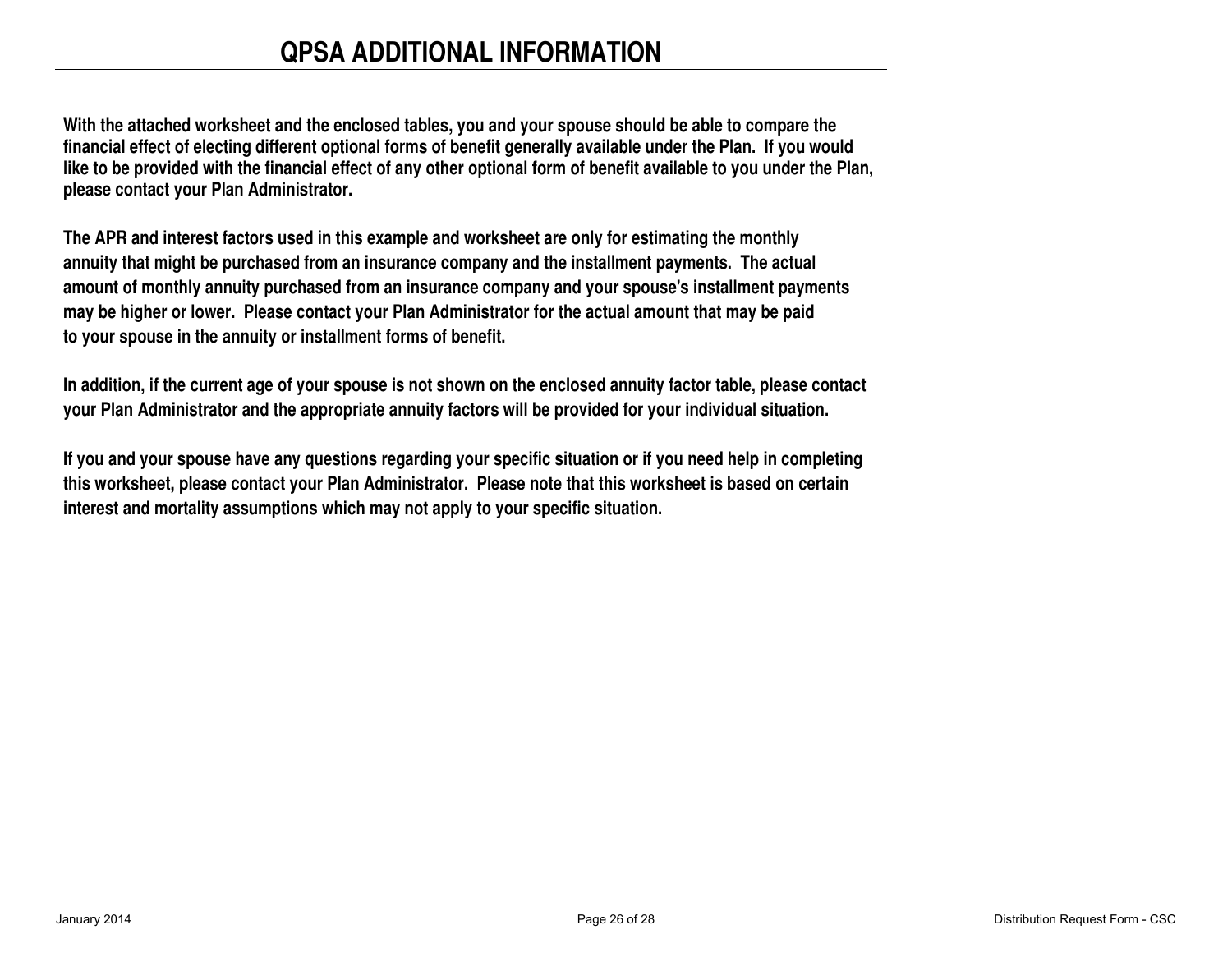# QPSA ADDITIONAL INFORMATION

**With the attached worksheet and the enclosed tables, you and your spouse should be able to compare the financial effect of electing different optional forms of benefit generally available under the Plan. If you would like to be provided with the financial effect of any other optional form of benefit available to you under the Plan, please contact your Plan Administrator.**

**The APR and interest factors used in this example and worksheet are only for estimating the monthly annuity that might be purchased from an insurance company and the installment payments. The actual amount of monthly annuity purchased from an insurance company and your spouse's installment payments may be higher or lower. Please contact your Plan Administrator for the actual amount that may be paid to your spouse in the annuity or installment forms of benefit.**

**In addition, if the current age of your spouse is not shown on the enclosed annuity factor table, please contact your Plan Administrator and the appropriate annuity factors will be provided for your individual situation.**

**If you and your spouse have any questions regarding your specific situation or if you need help in completing this worksheet, please contact your Plan Administrator. Please note that this worksheet is based on certain interest and mortality assumptions which may not apply to your specific situation.**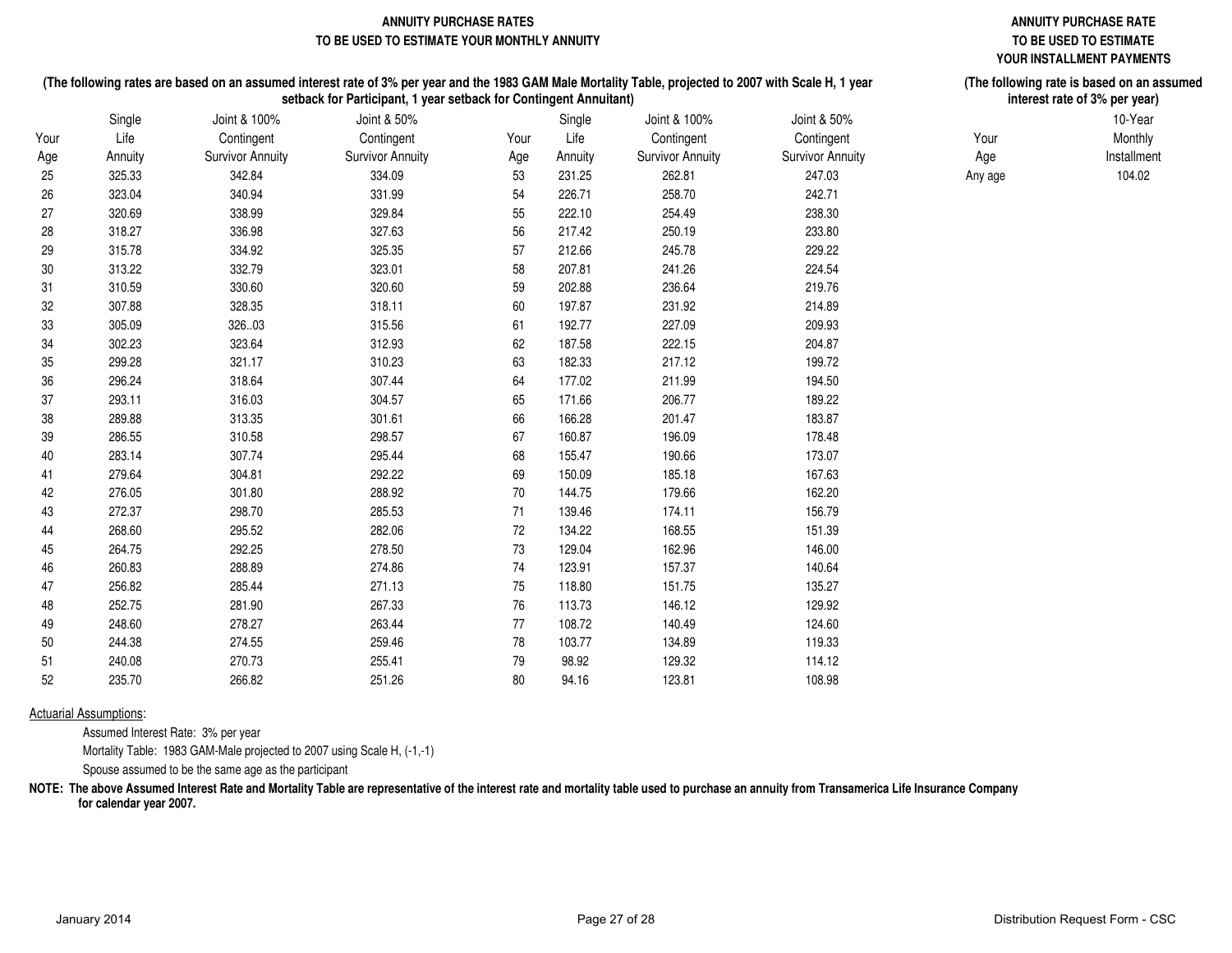## ANNUITY PURCHASE RATES
## TO BE USED TO ESTIMATE YOUR MONTHLY ANNUITY

**(The following rates are based on an assumed interest rate of 3% per year and the 1983 GAM Male Mortality Table, projected to 2007 with Scale H, 1 year setback for Participant, 1 year setback for Contingent Annuitant)**

| Your Age | Single Life Annuity | Joint & 100% Contingent Survivor Annuity | Joint & 50% Contingent Survivor Annuity | Your Age | Single Life Annuity | Joint & 100% Contingent Survivor Annuity | Joint & 50% Contingent Survivor Annuity |
|---|---|---|---|---|---|---|---|
| 25 | 325.33 | 342.84 | 334.09 | 53 | 231.25 | 262.81 | 247.03 |
| 26 | 323.04 | 340.94 | 331.99 | 54 | 226.71 | 258.70 | 242.71 |
| 27 | 320.69 | 338.99 | 329.84 | 55 | 222.10 | 254.49 | 238.30 |
| 28 | 318.27 | 336.98 | 327.63 | 56 | 217.42 | 250.19 | 233.80 |
| 29 | 315.78 | 334.92 | 325.35 | 57 | 212.66 | 245.78 | 229.22 |
| 30 | 313.22 | 332.79 | 323.01 | 58 | 207.81 | 241.26 | 224.54 |
| 31 | 310.59 | 330.60 | 320.60 | 59 | 202.88 | 236.64 | 219.76 |
| 32 | 307.88 | 328.35 | 318.11 | 60 | 197.87 | 231.92 | 214.89 |
| 33 | 305.09 | 326..03 | 315.56 | 61 | 192.77 | 227.09 | 209.93 |
| 34 | 302.23 | 323.64 | 312.93 | 62 | 187.58 | 222.15 | 204.87 |
| 35 | 299.28 | 321.17 | 310.23 | 63 | 182.33 | 217.12 | 199.72 |
| 36 | 296.24 | 318.64 | 307.44 | 64 | 177.02 | 211.99 | 194.50 |
| 37 | 293.11 | 316.03 | 304.57 | 65 | 171.66 | 206.77 | 189.22 |
| 38 | 289.88 | 313.35 | 301.61 | 66 | 166.28 | 201.47 | 183.87 |
| 39 | 286.55 | 310.58 | 298.57 | 67 | 160.87 | 196.09 | 178.48 |
| 40 | 283.14 | 307.74 | 295.44 | 68 | 155.47 | 190.66 | 173.07 |
| 41 | 279.64 | 304.81 | 292.22 | 69 | 150.09 | 185.18 | 167.63 |
| 42 | 276.05 | 301.80 | 288.92 | 70 | 144.75 | 179.66 | 162.20 |
| 43 | 272.37 | 298.70 | 285.53 | 71 | 139.46 | 174.11 | 156.79 |
| 44 | 268.60 | 295.52 | 282.06 | 72 | 134.22 | 168.55 | 151.39 |
| 45 | 264.75 | 292.25 | 278.50 | 73 | 129.04 | 162.96 | 146.00 |
| 46 | 260.83 | 288.89 | 274.86 | 74 | 123.91 | 157.37 | 140.64 |
| 47 | 256.82 | 285.44 | 271.13 | 75 | 118.80 | 151.75 | 135.27 |
| 48 | 252.75 | 281.90 | 267.33 | 76 | 113.73 | 146.12 | 129.92 |
| 49 | 248.60 | 278.27 | 263.44 | 77 | 108.72 | 140.49 | 124.60 |
| 50 | 244.38 | 274.55 | 259.46 | 78 | 103.77 | 134.89 | 119.33 |
| 51 | 240.08 | 270.73 | 255.41 | 79 | 98.92 | 129.32 | 114.12 |
| 52 | 235.70 | 266.82 | 251.26 | 80 | 94.16 | 123.81 | 108.98 |

## ANNUITY PURCHASE RATE
## TO BE USED TO ESTIMATE
## YOUR INSTALLMENT PAYMENTS

**(The following rate is based on an assumed interest rate of 3% per year)**

| Your Age | 10-Year Monthly Installment |
|---|---|
| Any age | 104.02 |

Actuarial Assumptions:

Assumed Interest Rate: 3% per year

Mortality Table: 1983 GAM-Male projected to 2007 using Scale H, (-1,-1)

Spouse assumed to be the same age as the participant

**NOTE: The above Assumed Interest Rate and Mortality Table are representative of the interest rate and mortality table used to purchase an annuity from Transamerica Life Insurance Company for calendar year 2007.**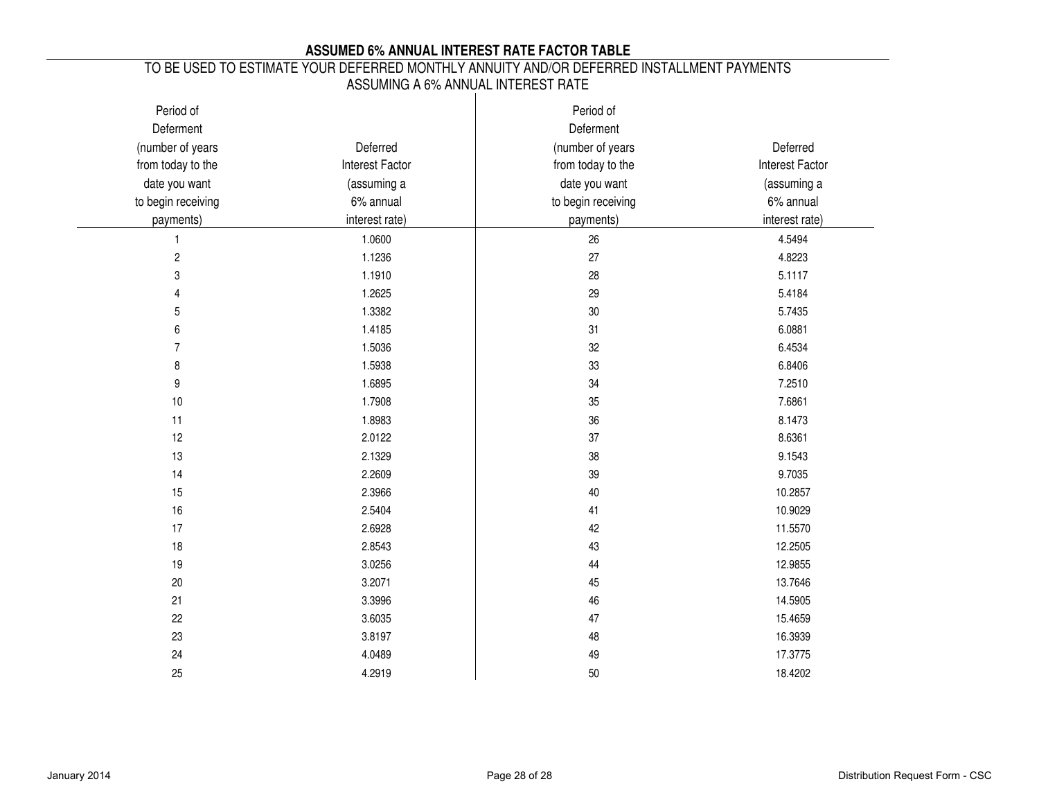# ASSUMED 6% ANNUAL INTEREST RATE FACTOR TABLE

TO BE USED TO ESTIMATE YOUR DEFERRED MONTHLY ANNUITY AND/OR DEFERRED INSTALLMENT PAYMENTS ASSUMING A 6% ANNUAL INTEREST RATE

| Period of Deferment (number of years from today to the date you want to begin receiving payments) | Deferred Interest Factor (assuming a 6% annual interest rate) | Period of Deferment (number of years from today to the date you want to begin receiving payments) | Deferred Interest Factor (assuming a 6% annual interest rate) |
|---|---|---|---|
| 1 | 1.0600 | 26 | 4.5494 |
| 2 | 1.1236 | 27 | 4.8223 |
| 3 | 1.1910 | 28 | 5.1117 |
| 4 | 1.2625 | 29 | 5.4184 |
| 5 | 1.3382 | 30 | 5.7435 |
| 6 | 1.4185 | 31 | 6.0881 |
| 7 | 1.5036 | 32 | 6.4534 |
| 8 | 1.5938 | 33 | 6.8406 |
| 9 | 1.6895 | 34 | 7.2510 |
| 10 | 1.7908 | 35 | 7.6861 |
| 11 | 1.8983 | 36 | 8.1473 |
| 12 | 2.0122 | 37 | 8.6361 |
| 13 | 2.1329 | 38 | 9.1543 |
| 14 | 2.2609 | 39 | 9.7035 |
| 15 | 2.3966 | 40 | 10.2857 |
| 16 | 2.5404 | 41 | 10.9029 |
| 17 | 2.6928 | 42 | 11.5570 |
| 18 | 2.8543 | 43 | 12.2505 |
| 19 | 3.0256 | 44 | 12.9855 |
| 20 | 3.2071 | 45 | 13.7646 |
| 21 | 3.3996 | 46 | 14.5905 |
| 22 | 3.6035 | 47 | 15.4659 |
| 23 | 3.8197 | 48 | 16.3939 |
| 24 | 4.0489 | 49 | 17.3775 |
| 25 | 4.2919 | 50 | 18.4202 |